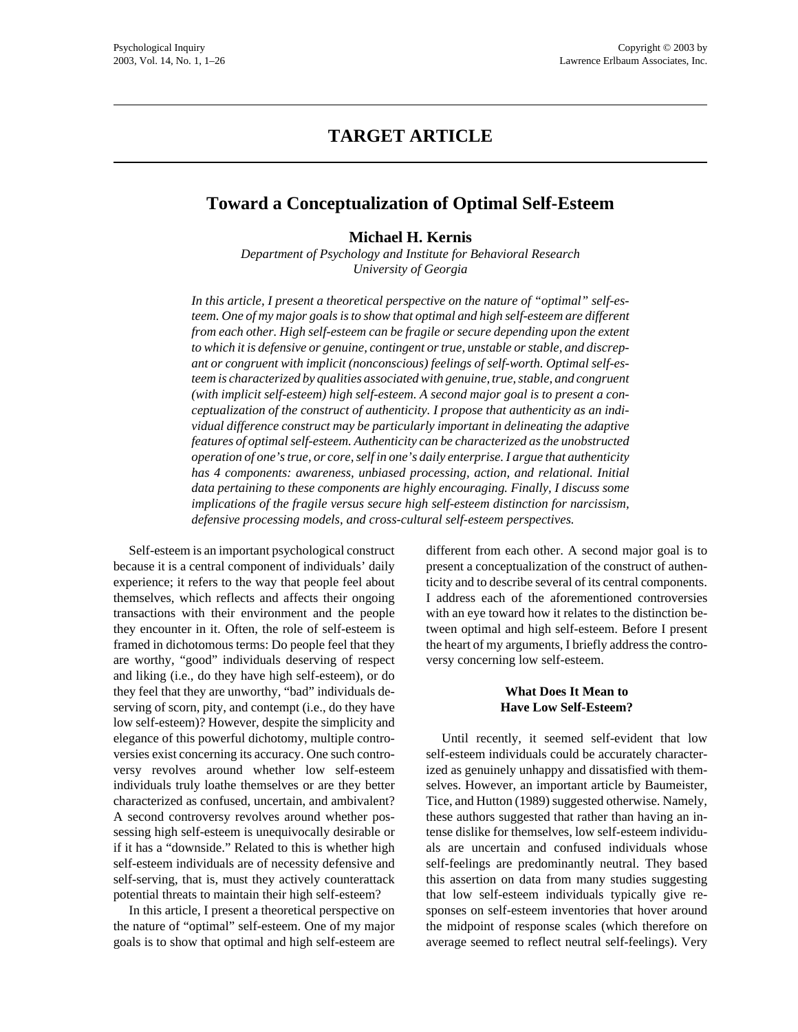## TARGET ARTICLE

# Toward a Conceptualization of Optimal Self-Esteem

**Michael H. Kernis**

*Department of Psychology and Institute for Behavioral Research*
*University of Georgia*

*In this article, I present a theoretical perspective on the nature of "optimal" self-esteem. One of my major goals is to show that optimal and high self-esteem are different from each other. High self-esteem can be fragile or secure depending upon the extent to which it is defensive or genuine, contingent or true, unstable or stable, and discrepant or congruent with implicit (nonconscious) feelings of self-worth. Optimal self-esteem is characterized by qualities associated with genuine, true, stable, and congruent (with implicit self-esteem) high self-esteem. A second major goal is to present a conceptualization of the construct of authenticity. I propose that authenticity as an individual difference construct may be particularly important in delineating the adaptive features of optimal self-esteem. Authenticity can be characterized as the unobstructed operation of one's true, or core, self in one's daily enterprise. I argue that authenticity has 4 components: awareness, unbiased processing, action, and relational. Initial data pertaining to these components are highly encouraging. Finally, I discuss some implications of the fragile versus secure high self-esteem distinction for narcissism, defensive processing models, and cross-cultural self-esteem perspectives.*

Self-esteem is an important psychological construct because it is a central component of individuals' daily experience; it refers to the way that people feel about themselves, which reflects and affects their ongoing transactions with their environment and the people they encounter in it. Often, the role of self-esteem is framed in dichotomous terms: Do people feel that they are worthy, "good" individuals deserving of respect and liking (i.e., do they have high self-esteem), or do they feel that they are unworthy, "bad" individuals deserving of scorn, pity, and contempt (i.e., do they have low self-esteem)? However, despite the simplicity and elegance of this powerful dichotomy, multiple controversies exist concerning its accuracy. One such controversy revolves around whether low self-esteem individuals truly loathe themselves or are they better characterized as confused, uncertain, and ambivalent? A second controversy revolves around whether possessing high self-esteem is unequivocally desirable or if it has a "downside." Related to this is whether high self-esteem individuals are of necessity defensive and self-serving, that is, must they actively counterattack potential threats to maintain their high self-esteem?

In this article, I present a theoretical perspective on the nature of "optimal" self-esteem. One of my major goals is to show that optimal and high self-esteem are different from each other. A second major goal is to present a conceptualization of the construct of authenticity and to describe several of its central components. I address each of the aforementioned controversies with an eye toward how it relates to the distinction between optimal and high self-esteem. Before I present the heart of my arguments, I briefly address the controversy concerning low self-esteem.

## What Does It Mean to Have Low Self-Esteem?

Until recently, it seemed self-evident that low self-esteem individuals could be accurately characterized as genuinely unhappy and dissatisfied with themselves. However, an important article by Baumeister, Tice, and Hutton (1989) suggested otherwise. Namely, these authors suggested that rather than having an intense dislike for themselves, low self-esteem individuals are uncertain and confused individuals whose self-feelings are predominantly neutral. They based this assertion on data from many studies suggesting that low self-esteem individuals typically give responses on self-esteem inventories that hover around the midpoint of response scales (which therefore on average seemed to reflect neutral self-feelings). Very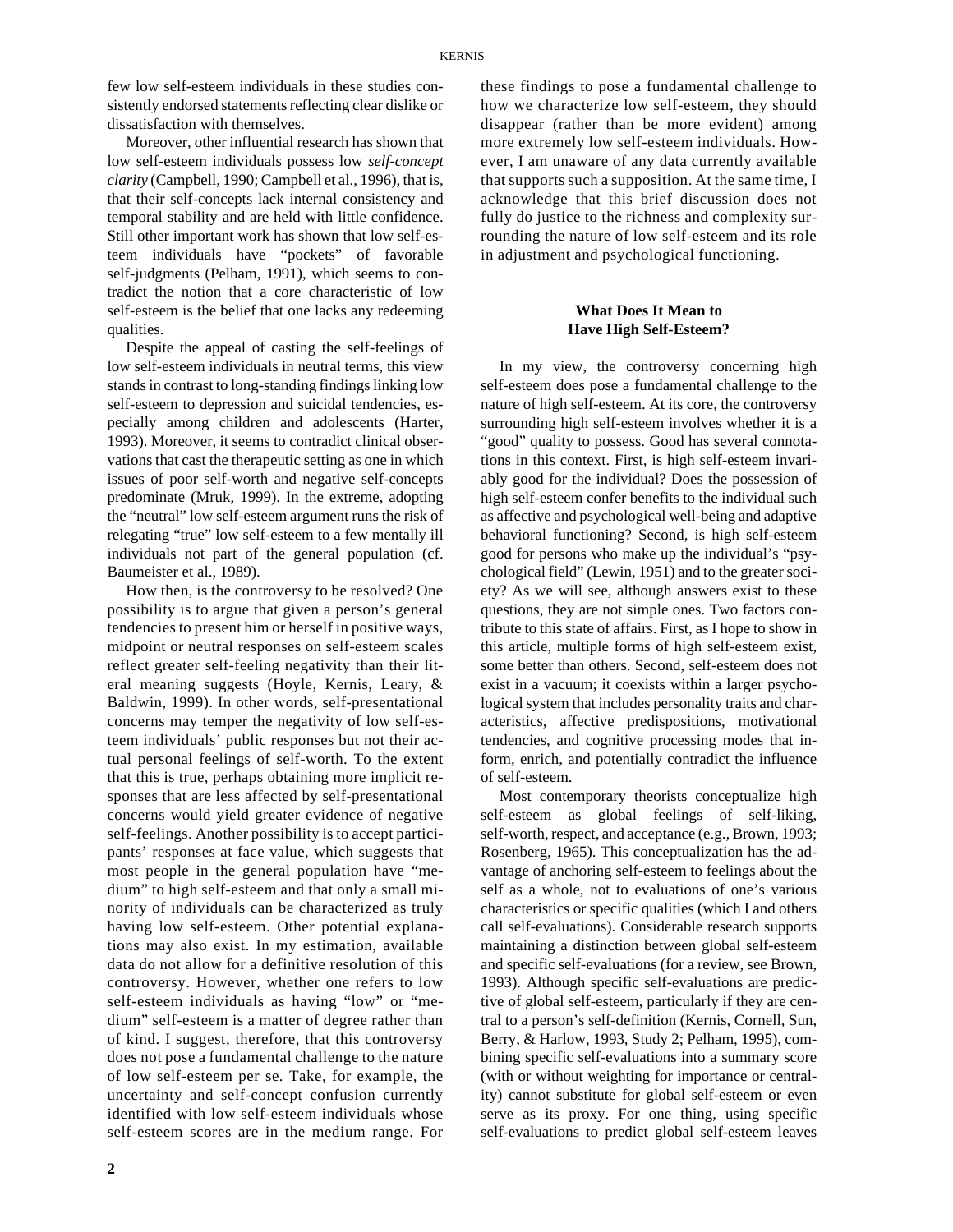few low self-esteem individuals in these studies consistently endorsed statements reflecting clear dislike or dissatisfaction with themselves.

Moreover, other influential research has shown that low self-esteem individuals possess low *self-concept clarity* (Campbell, 1990; Campbell et al., 1996), that is, that their self-concepts lack internal consistency and temporal stability and are held with little confidence. Still other important work has shown that low self-esteem individuals have "pockets" of favorable self-judgments (Pelham, 1991), which seems to contradict the notion that a core characteristic of low self-esteem is the belief that one lacks any redeeming qualities.

Despite the appeal of casting the self-feelings of low self-esteem individuals in neutral terms, this view stands in contrast to long-standing findings linking low self-esteem to depression and suicidal tendencies, especially among children and adolescents (Harter, 1993). Moreover, it seems to contradict clinical observations that cast the therapeutic setting as one in which issues of poor self-worth and negative self-concepts predominate (Mruk, 1999). In the extreme, adopting the "neutral" low self-esteem argument runs the risk of relegating "true" low self-esteem to a few mentally ill individuals not part of the general population (cf. Baumeister et al., 1989).

How then, is the controversy to be resolved? One possibility is to argue that given a person's general tendencies to present him or herself in positive ways, midpoint or neutral responses on self-esteem scales reflect greater self-feeling negativity than their literal meaning suggests (Hoyle, Kernis, Leary, & Baldwin, 1999). In other words, self-presentational concerns may temper the negativity of low self-esteem individuals' public responses but not their actual personal feelings of self-worth. To the extent that this is true, perhaps obtaining more implicit responses that are less affected by self-presentational concerns would yield greater evidence of negative self-feelings. Another possibility is to accept participants' responses at face value, which suggests that most people in the general population have "medium" to high self-esteem and that only a small minority of individuals can be characterized as truly having low self-esteem. Other potential explanations may also exist. In my estimation, available data do not allow for a definitive resolution of this controversy. However, whether one refers to low self-esteem individuals as having "low" or "medium" self-esteem is a matter of degree rather than of kind. I suggest, therefore, that this controversy does not pose a fundamental challenge to the nature of low self-esteem per se. Take, for example, the uncertainty and self-concept confusion currently identified with low self-esteem individuals whose self-esteem scores are in the medium range. For these findings to pose a fundamental challenge to how we characterize low self-esteem, they should disappear (rather than be more evident) among more extremely low self-esteem individuals. However, I am unaware of any data currently available that supports such a supposition. At the same time, I acknowledge that this brief discussion does not fully do justice to the richness and complexity surrounding the nature of low self-esteem and its role in adjustment and psychological functioning.

## What Does It Mean to Have High Self-Esteem?

In my view, the controversy concerning high self-esteem does pose a fundamental challenge to the nature of high self-esteem. At its core, the controversy surrounding high self-esteem involves whether it is a "good" quality to possess. Good has several connotations in this context. First, is high self-esteem invariably good for the individual? Does the possession of high self-esteem confer benefits to the individual such as affective and psychological well-being and adaptive behavioral functioning? Second, is high self-esteem good for persons who make up the individual's "psychological field" (Lewin, 1951) and to the greater society? As we will see, although answers exist to these questions, they are not simple ones. Two factors contribute to this state of affairs. First, as I hope to show in this article, multiple forms of high self-esteem exist, some better than others. Second, self-esteem does not exist in a vacuum; it coexists within a larger psychological system that includes personality traits and characteristics, affective predispositions, motivational tendencies, and cognitive processing modes that inform, enrich, and potentially contradict the influence of self-esteem.

Most contemporary theorists conceptualize high self-esteem as global feelings of self-liking, self-worth, respect, and acceptance (e.g., Brown, 1993; Rosenberg, 1965). This conceptualization has the advantage of anchoring self-esteem to feelings about the self as a whole, not to evaluations of one's various characteristics or specific qualities (which I and others call self-evaluations). Considerable research supports maintaining a distinction between global self-esteem and specific self-evaluations (for a review, see Brown, 1993). Although specific self-evaluations are predictive of global self-esteem, particularly if they are central to a person's self-definition (Kernis, Cornell, Sun, Berry, & Harlow, 1993, Study 2; Pelham, 1995), combining specific self-evaluations into a summary score (with or without weighting for importance or centrality) cannot substitute for global self-esteem or even serve as its proxy. For one thing, using specific self-evaluations to predict global self-esteem leaves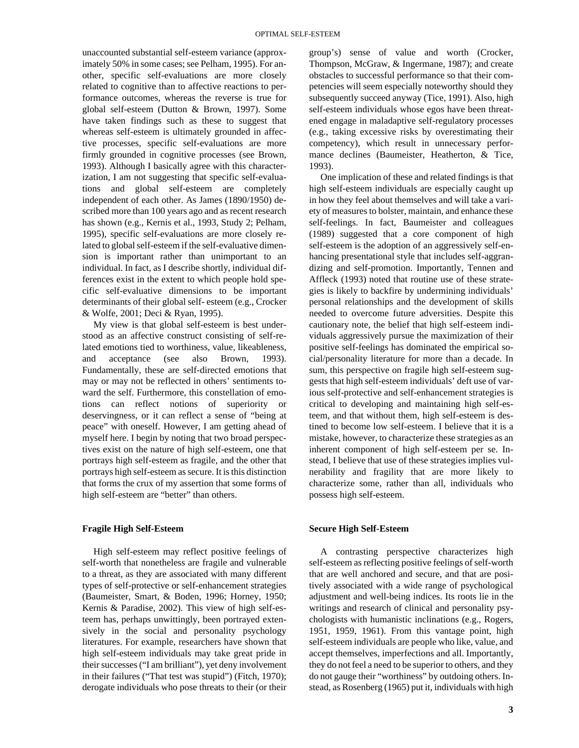unaccounted substantial self-esteem variance (approximately 50% in some cases; see Pelham, 1995). For another, specific self-evaluations are more closely related to cognitive than to affective reactions to performance outcomes, whereas the reverse is true for global self-esteem (Dutton & Brown, 1997). Some have taken findings such as these to suggest that whereas self-esteem is ultimately grounded in affective processes, specific self-evaluations are more firmly grounded in cognitive processes (see Brown, 1993). Although I basically agree with this characterization, I am not suggesting that specific self-evaluations and global self-esteem are completely independent of each other. As James (1890/1950) described more than 100 years ago and as recent research has shown (e.g., Kernis et al., 1993, Study 2; Pelham, 1995), specific self-evaluations are more closely related to global self-esteem if the self-evaluative dimension is important rather than unimportant to an individual. In fact, as I describe shortly, individual differences exist in the extent to which people hold specific self-evaluative dimensions to be important determinants of their global self- esteem (e.g., Crocker & Wolfe, 2001; Deci & Ryan, 1995).

My view is that global self-esteem is best understood as an affective construct consisting of self-related emotions tied to worthiness, value, likeableness, and acceptance (see also Brown, 1993). Fundamentally, these are self-directed emotions that may or may not be reflected in others' sentiments toward the self. Furthermore, this constellation of emotions can reflect notions of superiority or deservingness, or it can reflect a sense of "being at peace" with oneself. However, I am getting ahead of myself here. I begin by noting that two broad perspectives exist on the nature of high self-esteem, one that portrays high self-esteem as fragile, and the other that portrays high self-esteem as secure. It is this distinction that forms the crux of my assertion that some forms of high self-esteem are "better" than others.

### Fragile High Self-Esteem

High self-esteem may reflect positive feelings of self-worth that nonetheless are fragile and vulnerable to a threat, as they are associated with many different types of self-protective or self-enhancement strategies (Baumeister, Smart, & Boden, 1996; Horney, 1950; Kernis & Paradise, 2002). This view of high self-esteem has, perhaps unwittingly, been portrayed extensively in the social and personality psychology literatures. For example, researchers have shown that high self-esteem individuals may take great pride in their successes ("I am brilliant"), yet deny involvement in their failures ("That test was stupid") (Fitch, 1970); derogate individuals who pose threats to their (or their group's) sense of value and worth (Crocker, Thompson, McGraw, & Ingermane, 1987); and create obstacles to successful performance so that their competencies will seem especially noteworthy should they subsequently succeed anyway (Tice, 1991). Also, high self-esteem individuals whose egos have been threatened engage in maladaptive self-regulatory processes (e.g., taking excessive risks by overestimating their competency), which result in unnecessary performance declines (Baumeister, Heatherton, & Tice, 1993).

One implication of these and related findings is that high self-esteem individuals are especially caught up in how they feel about themselves and will take a variety of measures to bolster, maintain, and enhance these self-feelings. In fact, Baumeister and colleagues (1989) suggested that a core component of high self-esteem is the adoption of an aggressively self-enhancing presentational style that includes self-aggrandizing and self-promotion. Importantly, Tennen and Affleck (1993) noted that routine use of these strategies is likely to backfire by undermining individuals' personal relationships and the development of skills needed to overcome future adversities. Despite this cautionary note, the belief that high self-esteem individuals aggressively pursue the maximization of their positive self-feelings has dominated the empirical social/personality literature for more than a decade. In sum, this perspective on fragile high self-esteem suggests that high self-esteem individuals' deft use of various self-protective and self-enhancement strategies is critical to developing and maintaining high self-esteem, and that without them, high self-esteem is destined to become low self-esteem. I believe that it is a mistake, however, to characterize these strategies as an inherent component of high self-esteem per se. Instead, I believe that use of these strategies implies vulnerability and fragility that are more likely to characterize some, rather than all, individuals who possess high self-esteem.

### Secure High Self-Esteem

A contrasting perspective characterizes high self-esteem as reflecting positive feelings of self-worth that are well anchored and secure, and that are positively associated with a wide range of psychological adjustment and well-being indices. Its roots lie in the writings and research of clinical and personality psychologists with humanistic inclinations (e.g., Rogers, 1951, 1959, 1961). From this vantage point, high self-esteem individuals are people who like, value, and accept themselves, imperfections and all. Importantly, they do not feel a need to be superior to others, and they do not gauge their "worthiness" by outdoing others. Instead, as Rosenberg (1965) put it, individuals with high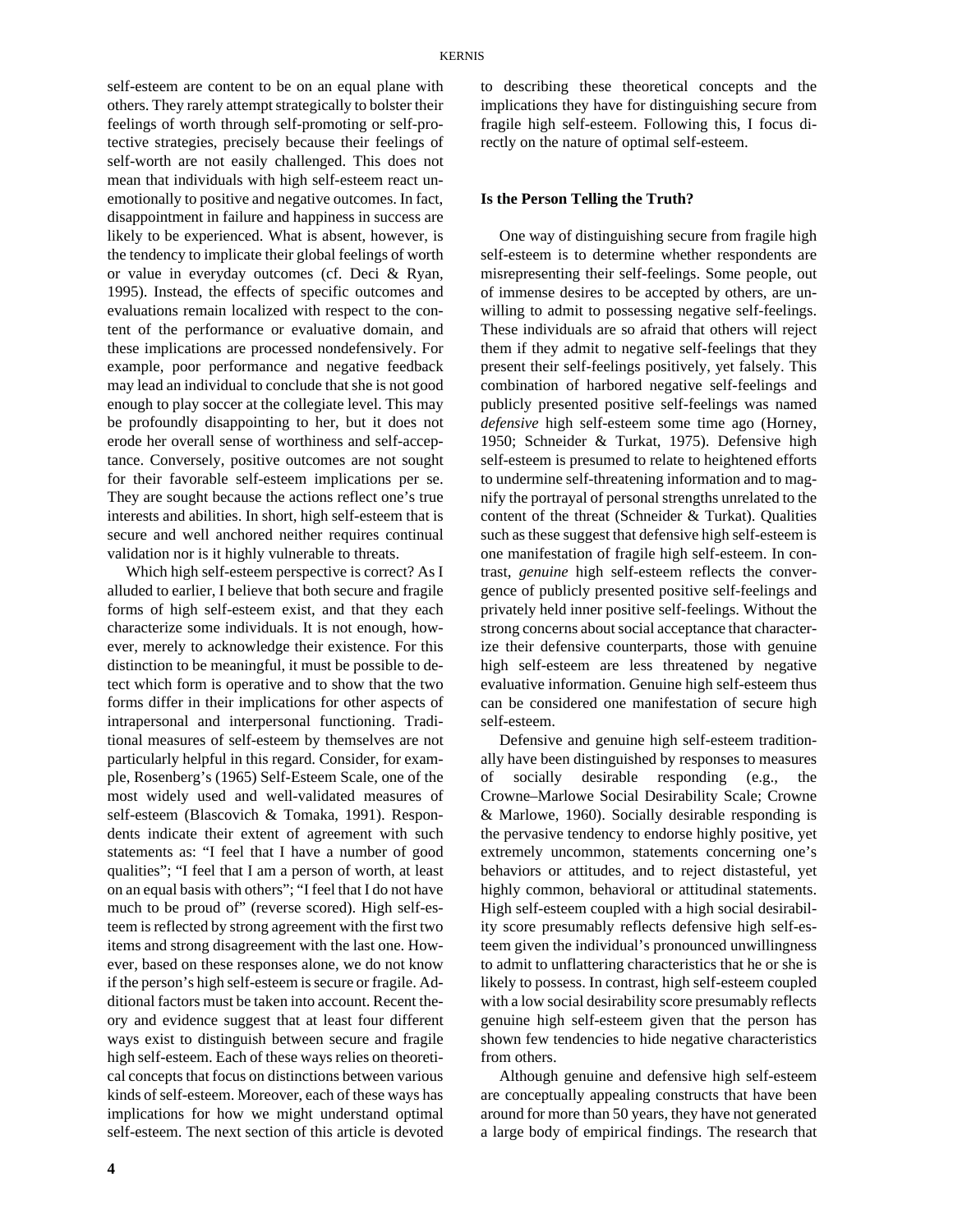self-esteem are content to be on an equal plane with others. They rarely attempt strategically to bolster their feelings of worth through self-promoting or self-protective strategies, precisely because their feelings of self-worth are not easily challenged. This does not mean that individuals with high self-esteem react unemotionally to positive and negative outcomes. In fact, disappointment in failure and happiness in success are likely to be experienced. What is absent, however, is the tendency to implicate their global feelings of worth or value in everyday outcomes (cf. Deci & Ryan, 1995). Instead, the effects of specific outcomes and evaluations remain localized with respect to the content of the performance or evaluative domain, and these implications are processed nondefensively. For example, poor performance and negative feedback may lead an individual to conclude that she is not good enough to play soccer at the collegiate level. This may be profoundly disappointing to her, but it does not erode her overall sense of worthiness and self-acceptance. Conversely, positive outcomes are not sought for their favorable self-esteem implications per se. They are sought because the actions reflect one's true interests and abilities. In short, high self-esteem that is secure and well anchored neither requires continual validation nor is it highly vulnerable to threats.

Which high self-esteem perspective is correct? As I alluded to earlier, I believe that both secure and fragile forms of high self-esteem exist, and that they each characterize some individuals. It is not enough, however, merely to acknowledge their existence. For this distinction to be meaningful, it must be possible to detect which form is operative and to show that the two forms differ in their implications for other aspects of intrapersonal and interpersonal functioning. Traditional measures of self-esteem by themselves are not particularly helpful in this regard. Consider, for example, Rosenberg's (1965) Self-Esteem Scale, one of the most widely used and well-validated measures of self-esteem (Blascovich & Tomaka, 1991). Respondents indicate their extent of agreement with such statements as: "I feel that I have a number of good qualities"; "I feel that I am a person of worth, at least on an equal basis with others"; "I feel that I do not have much to be proud of" (reverse scored). High self-esteem is reflected by strong agreement with the first two items and strong disagreement with the last one. However, based on these responses alone, we do not know if the person's high self-esteem is secure or fragile. Additional factors must be taken into account. Recent theory and evidence suggest that at least four different ways exist to distinguish between secure and fragile high self-esteem. Each of these ways relies on theoretical concepts that focus on distinctions between various kinds of self-esteem. Moreover, each of these ways has implications for how we might understand optimal self-esteem. The next section of this article is devoted to describing these theoretical concepts and the implications they have for distinguishing secure from fragile high self-esteem. Following this, I focus directly on the nature of optimal self-esteem.

### Is the Person Telling the Truth?

One way of distinguishing secure from fragile high self-esteem is to determine whether respondents are misrepresenting their self-feelings. Some people, out of immense desires to be accepted by others, are unwilling to admit to possessing negative self-feelings. These individuals are so afraid that others will reject them if they admit to negative self-feelings that they present their self-feelings positively, yet falsely. This combination of harbored negative self-feelings and publicly presented positive self-feelings was named *defensive* high self-esteem some time ago (Horney, 1950; Schneider & Turkat, 1975). Defensive high self-esteem is presumed to relate to heightened efforts to undermine self-threatening information and to magnify the portrayal of personal strengths unrelated to the content of the threat (Schneider & Turkat). Qualities such as these suggest that defensive high self-esteem is one manifestation of fragile high self-esteem. In contrast, *genuine* high self-esteem reflects the convergence of publicly presented positive self-feelings and privately held inner positive self-feelings. Without the strong concerns about social acceptance that characterize their defensive counterparts, those with genuine high self-esteem are less threatened by negative evaluative information. Genuine high self-esteem thus can be considered one manifestation of secure high self-esteem.

Defensive and genuine high self-esteem traditionally have been distinguished by responses to measures of socially desirable responding (e.g., the Crowne–Marlowe Social Desirability Scale; Crowne & Marlowe, 1960). Socially desirable responding is the pervasive tendency to endorse highly positive, yet extremely uncommon, statements concerning one's behaviors or attitudes, and to reject distasteful, yet highly common, behavioral or attitudinal statements. High self-esteem coupled with a high social desirability score presumably reflects defensive high self-esteem given the individual's pronounced unwillingness to admit to unflattering characteristics that he or she is likely to possess. In contrast, high self-esteem coupled with a low social desirability score presumably reflects genuine high self-esteem given that the person has shown few tendencies to hide negative characteristics from others.

Although genuine and defensive high self-esteem are conceptually appealing constructs that have been around for more than 50 years, they have not generated a large body of empirical findings. The research that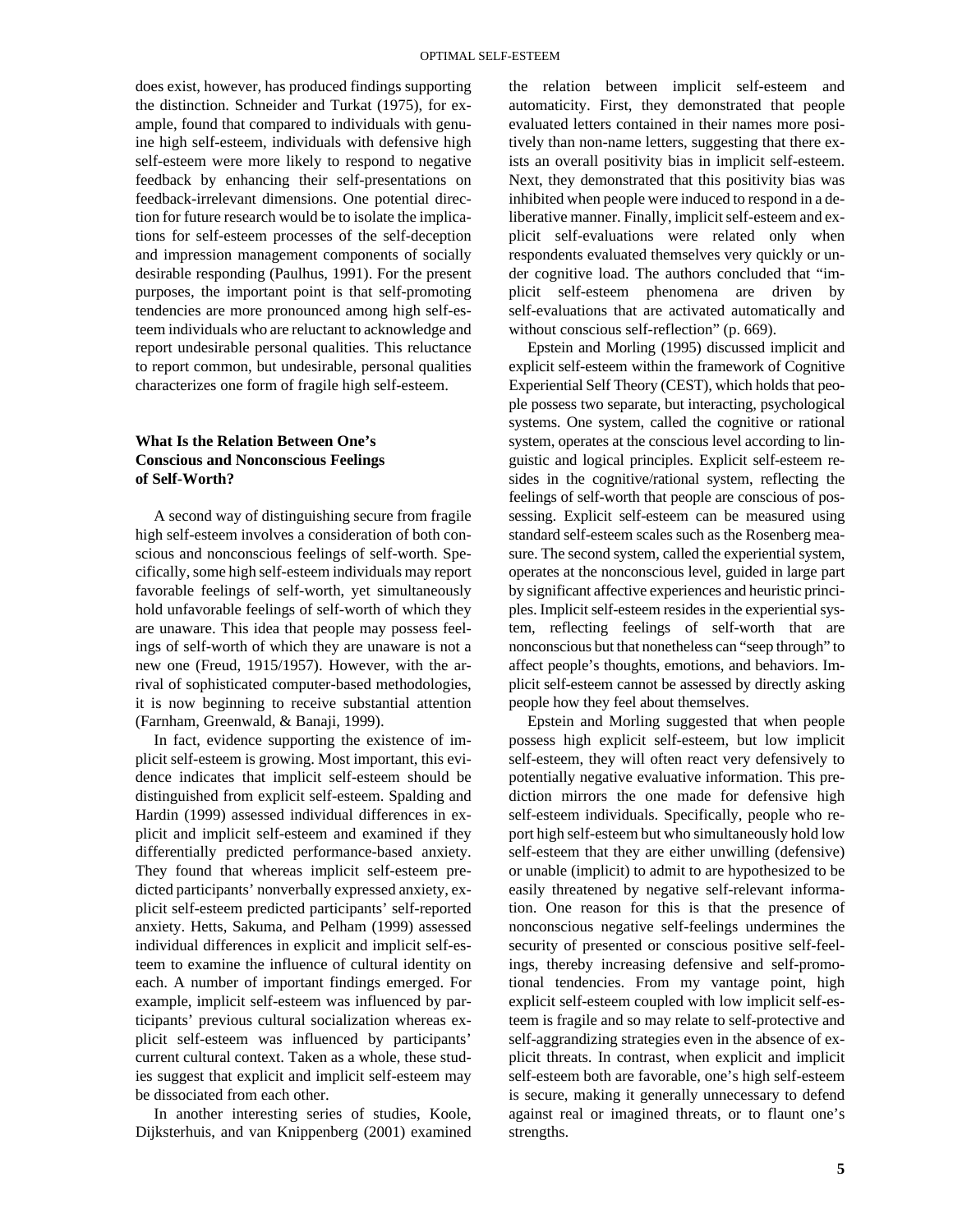does exist, however, has produced findings supporting the distinction. Schneider and Turkat (1975), for example, found that compared to individuals with genuine high self-esteem, individuals with defensive high self-esteem were more likely to respond to negative feedback by enhancing their self-presentations on feedback-irrelevant dimensions. One potential direction for future research would be to isolate the implications for self-esteem processes of the self-deception and impression management components of socially desirable responding (Paulhus, 1991). For the present purposes, the important point is that self-promoting tendencies are more pronounced among high self-esteem individuals who are reluctant to acknowledge and report undesirable personal qualities. This reluctance to report common, but undesirable, personal qualities characterizes one form of fragile high self-esteem.

### What Is the Relation Between One's Conscious and Nonconscious Feelings of Self-Worth?

A second way of distinguishing secure from fragile high self-esteem involves a consideration of both conscious and nonconscious feelings of self-worth. Specifically, some high self-esteem individuals may report favorable feelings of self-worth, yet simultaneously hold unfavorable feelings of self-worth of which they are unaware. This idea that people may possess feelings of self-worth of which they are unaware is not a new one (Freud, 1915/1957). However, with the arrival of sophisticated computer-based methodologies, it is now beginning to receive substantial attention (Farnham, Greenwald, & Banaji, 1999).

In fact, evidence supporting the existence of implicit self-esteem is growing. Most important, this evidence indicates that implicit self-esteem should be distinguished from explicit self-esteem. Spalding and Hardin (1999) assessed individual differences in explicit and implicit self-esteem and examined if they differentially predicted performance-based anxiety. They found that whereas implicit self-esteem predicted participants' nonverbally expressed anxiety, explicit self-esteem predicted participants' self-reported anxiety. Hetts, Sakuma, and Pelham (1999) assessed individual differences in explicit and implicit self-esteem to examine the influence of cultural identity on each. A number of important findings emerged. For example, implicit self-esteem was influenced by participants' previous cultural socialization whereas explicit self-esteem was influenced by participants' current cultural context. Taken as a whole, these studies suggest that explicit and implicit self-esteem may be dissociated from each other.

In another interesting series of studies, Koole, Dijksterhuis, and van Knippenberg (2001) examined the relation between implicit self-esteem and automaticity. First, they demonstrated that people evaluated letters contained in their names more positively than non-name letters, suggesting that there exists an overall positivity bias in implicit self-esteem. Next, they demonstrated that this positivity bias was inhibited when people were induced to respond in a deliberative manner. Finally, implicit self-esteem and explicit self-evaluations were related only when respondents evaluated themselves very quickly or under cognitive load. The authors concluded that "implicit self-esteem phenomena are driven by self-evaluations that are activated automatically and without conscious self-reflection" (p. 669).

Epstein and Morling (1995) discussed implicit and explicit self-esteem within the framework of Cognitive Experiential Self Theory (CEST), which holds that people possess two separate, but interacting, psychological systems. One system, called the cognitive or rational system, operates at the conscious level according to linguistic and logical principles. Explicit self-esteem resides in the cognitive/rational system, reflecting the feelings of self-worth that people are conscious of possessing. Explicit self-esteem can be measured using standard self-esteem scales such as the Rosenberg measure. The second system, called the experiential system, operates at the nonconscious level, guided in large part by significant affective experiences and heuristic principles. Implicit self-esteem resides in the experiential system, reflecting feelings of self-worth that are nonconscious but that nonetheless can "seep through" to affect people's thoughts, emotions, and behaviors. Implicit self-esteem cannot be assessed by directly asking people how they feel about themselves.

Epstein and Morling suggested that when people possess high explicit self-esteem, but low implicit self-esteem, they will often react very defensively to potentially negative evaluative information. This prediction mirrors the one made for defensive high self-esteem individuals. Specifically, people who report high self-esteem but who simultaneously hold low self-esteem that they are either unwilling (defensive) or unable (implicit) to admit to are hypothesized to be easily threatened by negative self-relevant information. One reason for this is that the presence of nonconscious negative self-feelings undermines the security of presented or conscious positive self-feelings, thereby increasing defensive and self-promotional tendencies. From my vantage point, high explicit self-esteem coupled with low implicit self-esteem is fragile and so may relate to self-protective and self-aggrandizing strategies even in the absence of explicit threats. In contrast, when explicit and implicit self-esteem both are favorable, one's high self-esteem is secure, making it generally unnecessary to defend against real or imagined threats, or to flaunt one's strengths.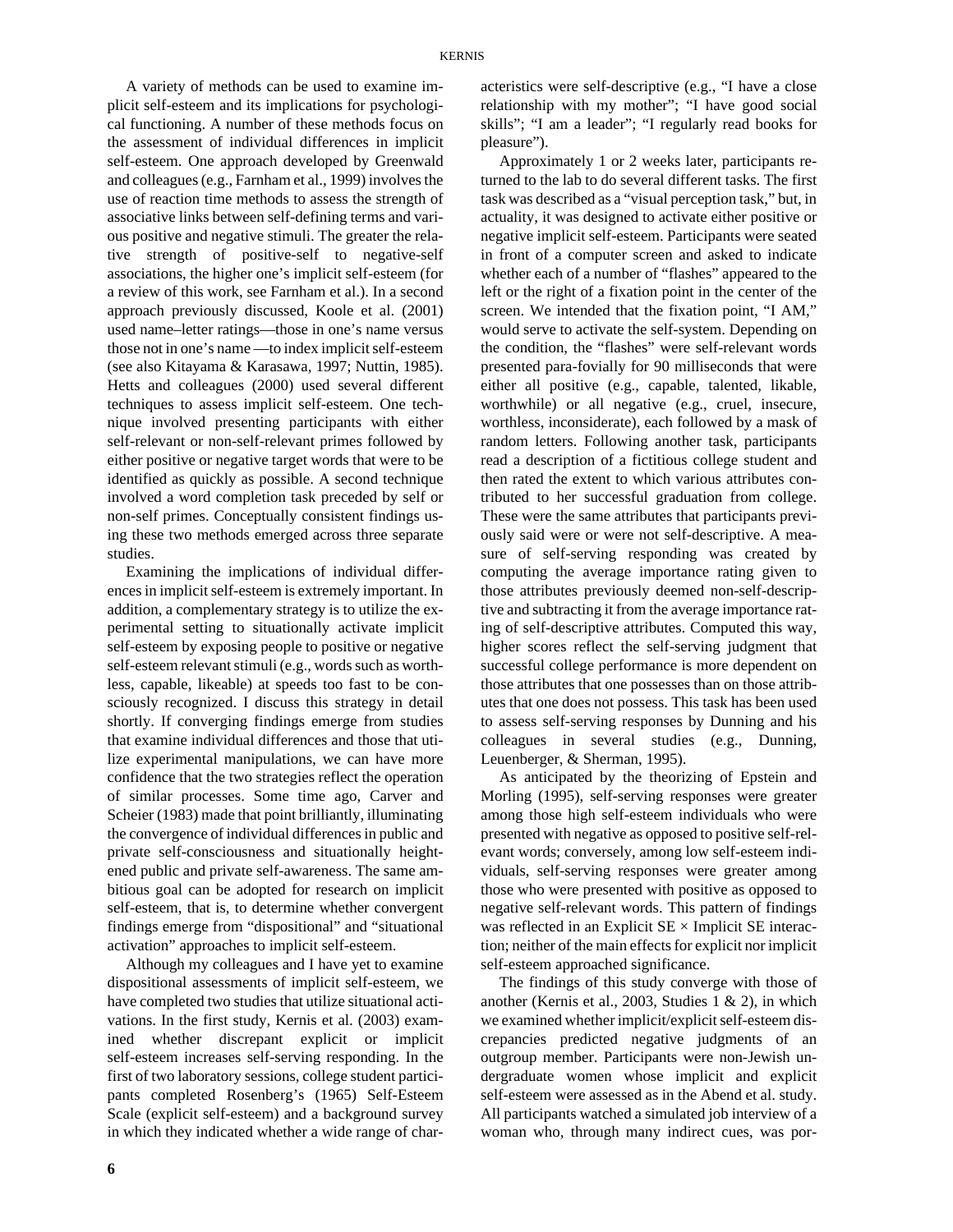A variety of methods can be used to examine implicit self-esteem and its implications for psychological functioning. A number of these methods focus on the assessment of individual differences in implicit self-esteem. One approach developed by Greenwald and colleagues (e.g., Farnham et al., 1999) involves the use of reaction time methods to assess the strength of associative links between self-defining terms and various positive and negative stimuli. The greater the relative strength of positive-self to negative-self associations, the higher one's implicit self-esteem (for a review of this work, see Farnham et al.). In a second approach previously discussed, Koole et al. (2001) used name–letter ratings—those in one's name versus those not in one's name —to index implicit self-esteem (see also Kitayama & Karasawa, 1997; Nuttin, 1985). Hetts and colleagues (2000) used several different techniques to assess implicit self-esteem. One technique involved presenting participants with either self-relevant or non-self-relevant primes followed by either positive or negative target words that were to be identified as quickly as possible. A second technique involved a word completion task preceded by self or non-self primes. Conceptually consistent findings using these two methods emerged across three separate studies.

Examining the implications of individual differences in implicit self-esteem is extremely important. In addition, a complementary strategy is to utilize the experimental setting to situationally activate implicit self-esteem by exposing people to positive or negative self-esteem relevant stimuli (e.g., words such as worthless, capable, likeable) at speeds too fast to be consciously recognized. I discuss this strategy in detail shortly. If converging findings emerge from studies that examine individual differences and those that utilize experimental manipulations, we can have more confidence that the two strategies reflect the operation of similar processes. Some time ago, Carver and Scheier (1983) made that point brilliantly, illuminating the convergence of individual differences in public and private self-consciousness and situationally heightened public and private self-awareness. The same ambitious goal can be adopted for research on implicit self-esteem, that is, to determine whether convergent findings emerge from "dispositional" and "situational activation" approaches to implicit self-esteem.

Although my colleagues and I have yet to examine dispositional assessments of implicit self-esteem, we have completed two studies that utilize situational activations. In the first study, Kernis et al. (2003) examined whether discrepant explicit or implicit self-esteem increases self-serving responding. In the first of two laboratory sessions, college student participants completed Rosenberg's (1965) Self-Esteem Scale (explicit self-esteem) and a background survey in which they indicated whether a wide range of characteristics were self-descriptive (e.g., "I have a close relationship with my mother"; "I have good social skills"; "I am a leader"; "I regularly read books for pleasure").

Approximately 1 or 2 weeks later, participants returned to the lab to do several different tasks. The first task was described as a "visual perception task," but, in actuality, it was designed to activate either positive or negative implicit self-esteem. Participants were seated in front of a computer screen and asked to indicate whether each of a number of "flashes" appeared to the left or the right of a fixation point in the center of the screen. We intended that the fixation point, "I AM," would serve to activate the self-system. Depending on the condition, the "flashes" were self-relevant words presented para-fovially for 90 milliseconds that were either all positive (e.g., capable, talented, likable, worthwhile) or all negative (e.g., cruel, insecure, worthless, inconsiderate), each followed by a mask of random letters. Following another task, participants read a description of a fictitious college student and then rated the extent to which various attributes contributed to her successful graduation from college. These were the same attributes that participants previously said were or were not self-descriptive. A measure of self-serving responding was created by computing the average importance rating given to those attributes previously deemed non-self-descriptive and subtracting it from the average importance rating of self-descriptive attributes. Computed this way, higher scores reflect the self-serving judgment that successful college performance is more dependent on those attributes that one possesses than on those attributes that one does not possess. This task has been used to assess self-serving responses by Dunning and his colleagues in several studies (e.g., Dunning, Leuenberger, & Sherman, 1995).

As anticipated by the theorizing of Epstein and Morling (1995), self-serving responses were greater among those high self-esteem individuals who were presented with negative as opposed to positive self-relevant words; conversely, among low self-esteem individuals, self-serving responses were greater among those who were presented with positive as opposed to negative self-relevant words. This pattern of findings was reflected in an Explicit SE × Implicit SE interaction; neither of the main effects for explicit nor implicit self-esteem approached significance.

The findings of this study converge with those of another (Kernis et al., 2003, Studies 1 & 2), in which we examined whether implicit/explicit self-esteem discrepancies predicted negative judgments of an outgroup member. Participants were non-Jewish undergraduate women whose implicit and explicit self-esteem were assessed as in the Abend et al. study. All participants watched a simulated job interview of a woman who, through many indirect cues, was por-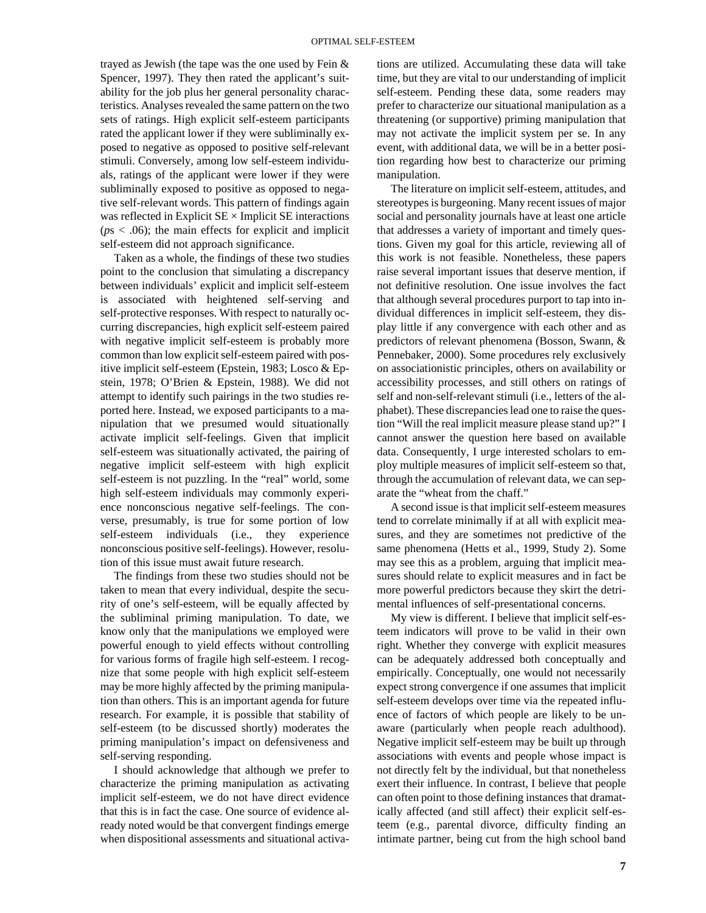trayed as Jewish (the tape was the one used by Fein & Spencer, 1997). They then rated the applicant's suitability for the job plus her general personality characteristics. Analyses revealed the same pattern on the two sets of ratings. High explicit self-esteem participants rated the applicant lower if they were subliminally exposed to negative as opposed to positive self-relevant stimuli. Conversely, among low self-esteem individuals, ratings of the applicant were lower if they were subliminally exposed to positive as opposed to negative self-relevant words. This pattern of findings again was reflected in Explicit SE × Implicit SE interactions (*p*s < .06); the main effects for explicit and implicit self-esteem did not approach significance.

Taken as a whole, the findings of these two studies point to the conclusion that simulating a discrepancy between individuals' explicit and implicit self-esteem is associated with heightened self-serving and self-protective responses. With respect to naturally occurring discrepancies, high explicit self-esteem paired with negative implicit self-esteem is probably more common than low explicit self-esteem paired with positive implicit self-esteem (Epstein, 1983; Losco & Epstein, 1978; O'Brien & Epstein, 1988). We did not attempt to identify such pairings in the two studies reported here. Instead, we exposed participants to a manipulation that we presumed would situationally activate implicit self-feelings. Given that implicit self-esteem was situationally activated, the pairing of negative implicit self-esteem with high explicit self-esteem is not puzzling. In the "real" world, some high self-esteem individuals may commonly experience nonconscious negative self-feelings. The converse, presumably, is true for some portion of low self-esteem individuals (i.e., they experience nonconscious positive self-feelings). However, resolution of this issue must await future research.

The findings from these two studies should not be taken to mean that every individual, despite the security of one's self-esteem, will be equally affected by the subliminal priming manipulation. To date, we know only that the manipulations we employed were powerful enough to yield effects without controlling for various forms of fragile high self-esteem. I recognize that some people with high explicit self-esteem may be more highly affected by the priming manipulation than others. This is an important agenda for future research. For example, it is possible that stability of self-esteem (to be discussed shortly) moderates the priming manipulation's impact on defensiveness and self-serving responding.

I should acknowledge that although we prefer to characterize the priming manipulation as activating implicit self-esteem, we do not have direct evidence that this is in fact the case. One source of evidence already noted would be that convergent findings emerge when dispositional assessments and situational activations are utilized. Accumulating these data will take time, but they are vital to our understanding of implicit self-esteem. Pending these data, some readers may prefer to characterize our situational manipulation as a threatening (or supportive) priming manipulation that may not activate the implicit system per se. In any event, with additional data, we will be in a better position regarding how best to characterize our priming manipulation.

The literature on implicit self-esteem, attitudes, and stereotypes is burgeoning. Many recent issues of major social and personality journals have at least one article that addresses a variety of important and timely questions. Given my goal for this article, reviewing all of this work is not feasible. Nonetheless, these papers raise several important issues that deserve mention, if not definitive resolution. One issue involves the fact that although several procedures purport to tap into individual differences in implicit self-esteem, they display little if any convergence with each other and as predictors of relevant phenomena (Bosson, Swann, & Pennebaker, 2000). Some procedures rely exclusively on associationistic principles, others on availability or accessibility processes, and still others on ratings of self and non-self-relevant stimuli (i.e., letters of the alphabet). These discrepancies lead one to raise the question "Will the real implicit measure please stand up?" I cannot answer the question here based on available data. Consequently, I urge interested scholars to employ multiple measures of implicit self-esteem so that, through the accumulation of relevant data, we can separate the "wheat from the chaff."

A second issue is that implicit self-esteem measures tend to correlate minimally if at all with explicit measures, and they are sometimes not predictive of the same phenomena (Hetts et al., 1999, Study 2). Some may see this as a problem, arguing that implicit measures should relate to explicit measures and in fact be more powerful predictors because they skirt the detrimental influences of self-presentational concerns.

My view is different. I believe that implicit self-esteem indicators will prove to be valid in their own right. Whether they converge with explicit measures can be adequately addressed both conceptually and empirically. Conceptually, one would not necessarily expect strong convergence if one assumes that implicit self-esteem develops over time via the repeated influence of factors of which people are likely to be unaware (particularly when people reach adulthood). Negative implicit self-esteem may be built up through associations with events and people whose impact is not directly felt by the individual, but that nonetheless exert their influence. In contrast, I believe that people can often point to those defining instances that dramatically affected (and still affect) their explicit self-esteem (e.g., parental divorce, difficulty finding an intimate partner, being cut from the high school band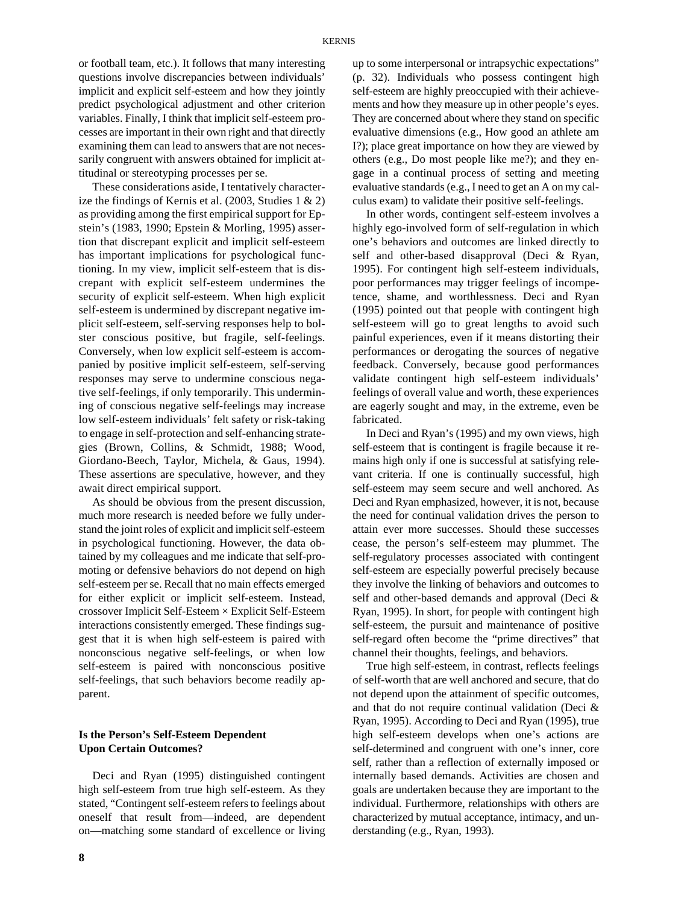or football team, etc.). It follows that many interesting questions involve discrepancies between individuals' implicit and explicit self-esteem and how they jointly predict psychological adjustment and other criterion variables. Finally, I think that implicit self-esteem processes are important in their own right and that directly examining them can lead to answers that are not necessarily congruent with answers obtained for implicit attitudinal or stereotyping processes per se.

These considerations aside, I tentatively characterize the findings of Kernis et al. (2003, Studies 1 & 2) as providing among the first empirical support for Epstein's (1983, 1990; Epstein & Morling, 1995) assertion that discrepant explicit and implicit self-esteem has important implications for psychological functioning. In my view, implicit self-esteem that is discrepant with explicit self-esteem undermines the security of explicit self-esteem. When high explicit self-esteem is undermined by discrepant negative implicit self-esteem, self-serving responses help to bolster conscious positive, but fragile, self-feelings. Conversely, when low explicit self-esteem is accompanied by positive implicit self-esteem, self-serving responses may serve to undermine conscious negative self-feelings, if only temporarily. This undermining of conscious negative self-feelings may increase low self-esteem individuals' felt safety or risk-taking to engage in self-protection and self-enhancing strategies (Brown, Collins, & Schmidt, 1988; Wood, Giordano-Beech, Taylor, Michela, & Gaus, 1994). These assertions are speculative, however, and they await direct empirical support.

As should be obvious from the present discussion, much more research is needed before we fully understand the joint roles of explicit and implicit self-esteem in psychological functioning. However, the data obtained by my colleagues and me indicate that self-promoting or defensive behaviors do not depend on high self-esteem per se. Recall that no main effects emerged for either explicit or implicit self-esteem. Instead, crossover Implicit Self-Esteem × Explicit Self-Esteem interactions consistently emerged. These findings suggest that it is when high self-esteem is paired with nonconscious negative self-feelings, or when low self-esteem is paired with nonconscious positive self-feelings, that such behaviors become readily apparent.

### Is the Person's Self-Esteem Dependent Upon Certain Outcomes?

Deci and Ryan (1995) distinguished contingent high self-esteem from true high self-esteem. As they stated, "Contingent self-esteem refers to feelings about oneself that result from—indeed, are dependent on—matching some standard of excellence or living up to some interpersonal or intrapsychic expectations" (p. 32). Individuals who possess contingent high self-esteem are highly preoccupied with their achievements and how they measure up in other people's eyes. They are concerned about where they stand on specific evaluative dimensions (e.g., How good an athlete am I?); place great importance on how they are viewed by others (e.g., Do most people like me?); and they engage in a continual process of setting and meeting evaluative standards (e.g., I need to get an A on my calculus exam) to validate their positive self-feelings.

In other words, contingent self-esteem involves a highly ego-involved form of self-regulation in which one's behaviors and outcomes are linked directly to self and other-based disapproval (Deci & Ryan, 1995). For contingent high self-esteem individuals, poor performances may trigger feelings of incompetence, shame, and worthlessness. Deci and Ryan (1995) pointed out that people with contingent high self-esteem will go to great lengths to avoid such painful experiences, even if it means distorting their performances or derogating the sources of negative feedback. Conversely, because good performances validate contingent high self-esteem individuals' feelings of overall value and worth, these experiences are eagerly sought and may, in the extreme, even be fabricated.

In Deci and Ryan's (1995) and my own views, high self-esteem that is contingent is fragile because it remains high only if one is successful at satisfying relevant criteria. If one is continually successful, high self-esteem may seem secure and well anchored. As Deci and Ryan emphasized, however, it is not, because the need for continual validation drives the person to attain ever more successes. Should these successes cease, the person's self-esteem may plummet. The self-regulatory processes associated with contingent self-esteem are especially powerful precisely because they involve the linking of behaviors and outcomes to self and other-based demands and approval (Deci & Ryan, 1995). In short, for people with contingent high self-esteem, the pursuit and maintenance of positive self-regard often become the "prime directives" that channel their thoughts, feelings, and behaviors.

True high self-esteem, in contrast, reflects feelings of self-worth that are well anchored and secure, that do not depend upon the attainment of specific outcomes, and that do not require continual validation (Deci & Ryan, 1995). According to Deci and Ryan (1995), true high self-esteem develops when one's actions are self-determined and congruent with one's inner, core self, rather than a reflection of externally imposed or internally based demands. Activities are chosen and goals are undertaken because they are important to the individual. Furthermore, relationships with others are characterized by mutual acceptance, intimacy, and understanding (e.g., Ryan, 1993).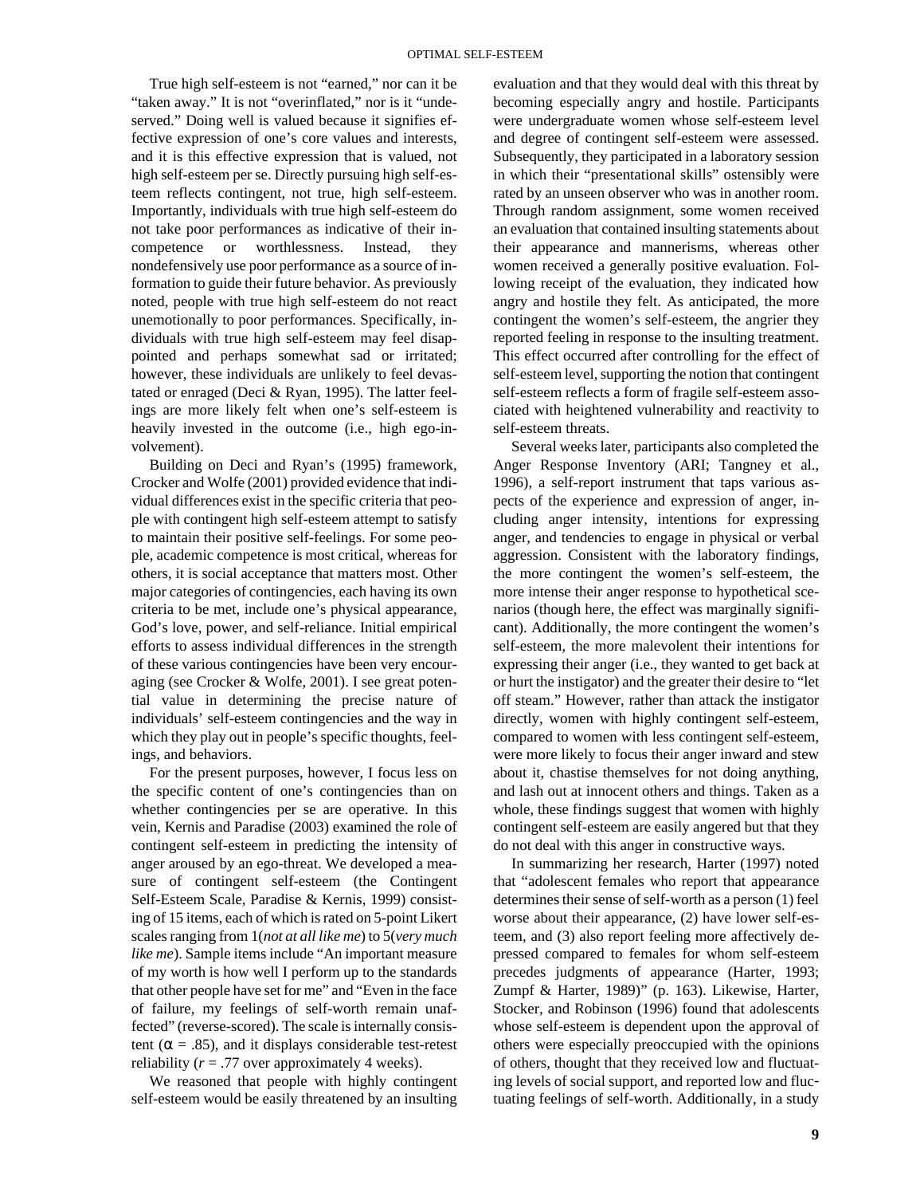True high self-esteem is not "earned," nor can it be "taken away." It is not "overinflated," nor is it "undeserved." Doing well is valued because it signifies effective expression of one's core values and interests, and it is this effective expression that is valued, not high self-esteem per se. Directly pursuing high self-esteem reflects contingent, not true, high self-esteem. Importantly, individuals with true high self-esteem do not take poor performances as indicative of their incompetence or worthlessness. Instead, they nondefensively use poor performance as a source of information to guide their future behavior. As previously noted, people with true high self-esteem do not react unemotionally to poor performances. Specifically, individuals with true high self-esteem may feel disappointed and perhaps somewhat sad or irritated; however, these individuals are unlikely to feel devastated or enraged (Deci & Ryan, 1995). The latter feelings are more likely felt when one's self-esteem is heavily invested in the outcome (i.e., high ego-involvement).

Building on Deci and Ryan's (1995) framework, Crocker and Wolfe (2001) provided evidence that individual differences exist in the specific criteria that people with contingent high self-esteem attempt to satisfy to maintain their positive self-feelings. For some people, academic competence is most critical, whereas for others, it is social acceptance that matters most. Other major categories of contingencies, each having its own criteria to be met, include one's physical appearance, God's love, power, and self-reliance. Initial empirical efforts to assess individual differences in the strength of these various contingencies have been very encouraging (see Crocker & Wolfe, 2001). I see great potential value in determining the precise nature of individuals' self-esteem contingencies and the way in which they play out in people's specific thoughts, feelings, and behaviors.

For the present purposes, however, I focus less on the specific content of one's contingencies than on whether contingencies per se are operative. In this vein, Kernis and Paradise (2003) examined the role of contingent self-esteem in predicting the intensity of anger aroused by an ego-threat. We developed a measure of contingent self-esteem (the Contingent Self-Esteem Scale, Paradise & Kernis, 1999) consisting of 15 items, each of which is rated on 5-point Likert scales ranging from 1(*not at all like me*) to 5(*very much like me*). Sample items include "An important measure of my worth is how well I perform up to the standards that other people have set for me" and "Even in the face of failure, my feelings of self-worth remain unaffected" (reverse-scored). The scale is internally consistent ($\alpha$ = .85), and it displays considerable test-retest reliability ($r$ = .77 over approximately 4 weeks).

We reasoned that people with highly contingent self-esteem would be easily threatened by an insulting evaluation and that they would deal with this threat by becoming especially angry and hostile. Participants were undergraduate women whose self-esteem level and degree of contingent self-esteem were assessed. Subsequently, they participated in a laboratory session in which their "presentational skills" ostensibly were rated by an unseen observer who was in another room. Through random assignment, some women received an evaluation that contained insulting statements about their appearance and mannerisms, whereas other women received a generally positive evaluation. Following receipt of the evaluation, they indicated how angry and hostile they felt. As anticipated, the more contingent the women's self-esteem, the angrier they reported feeling in response to the insulting treatment. This effect occurred after controlling for the effect of self-esteem level, supporting the notion that contingent self-esteem reflects a form of fragile self-esteem associated with heightened vulnerability and reactivity to self-esteem threats.

Several weeks later, participants also completed the Anger Response Inventory (ARI; Tangney et al., 1996), a self-report instrument that taps various aspects of the experience and expression of anger, including anger intensity, intentions for expressing anger, and tendencies to engage in physical or verbal aggression. Consistent with the laboratory findings, the more contingent the women's self-esteem, the more intense their anger response to hypothetical scenarios (though here, the effect was marginally significant). Additionally, the more contingent the women's self-esteem, the more malevolent their intentions for expressing their anger (i.e., they wanted to get back at or hurt the instigator) and the greater their desire to "let off steam." However, rather than attack the instigator directly, women with highly contingent self-esteem, compared to women with less contingent self-esteem, were more likely to focus their anger inward and stew about it, chastise themselves for not doing anything, and lash out at innocent others and things. Taken as a whole, these findings suggest that women with highly contingent self-esteem are easily angered but that they do not deal with this anger in constructive ways.

In summarizing her research, Harter (1997) noted that "adolescent females who report that appearance determines their sense of self-worth as a person (1) feel worse about their appearance, (2) have lower self-esteem, and (3) also report feeling more affectively depressed compared to females for whom self-esteem precedes judgments of appearance (Harter, 1993; Zumpf & Harter, 1989)" (p. 163). Likewise, Harter, Stocker, and Robinson (1996) found that adolescents whose self-esteem is dependent upon the approval of others were especially preoccupied with the opinions of others, thought that they received low and fluctuating levels of social support, and reported low and fluctuating feelings of self-worth. Additionally, in a study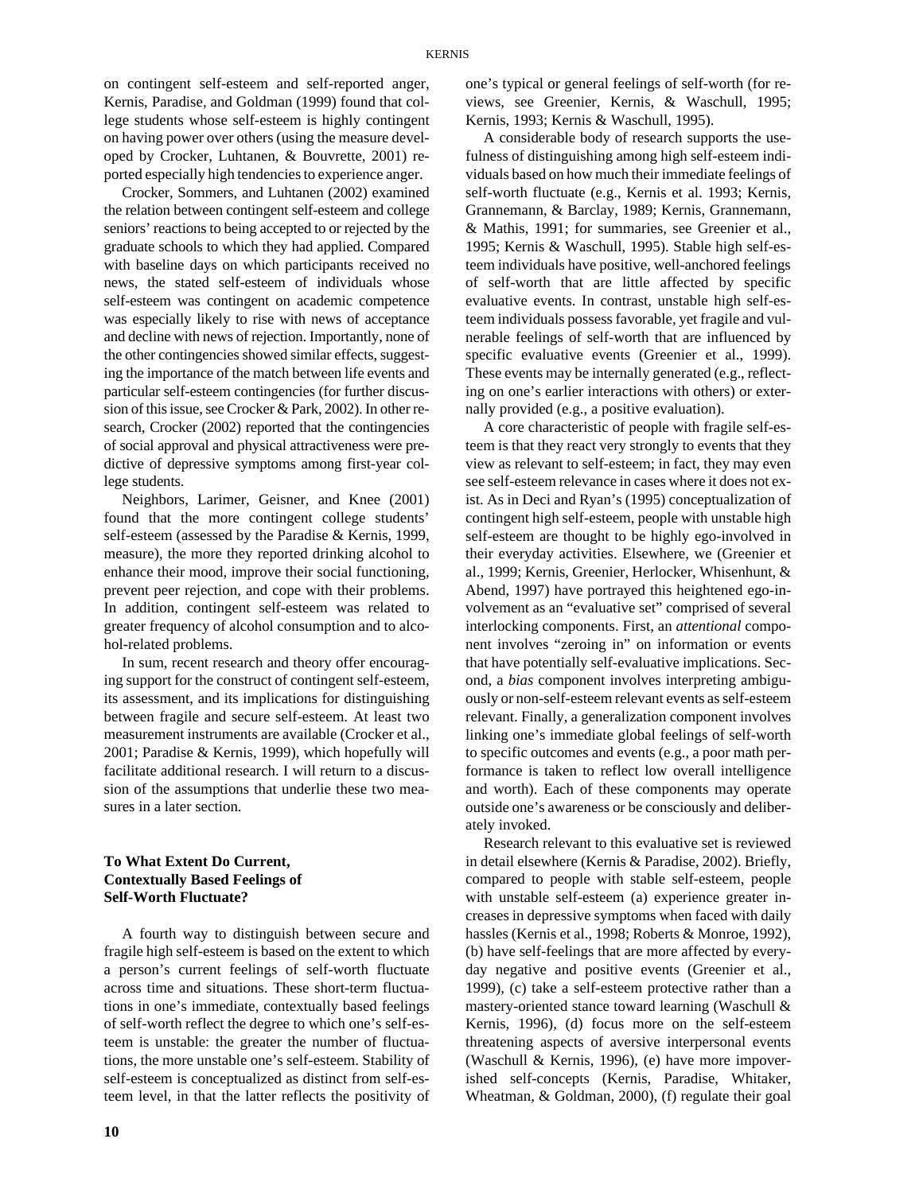on contingent self-esteem and self-reported anger, Kernis, Paradise, and Goldman (1999) found that college students whose self-esteem is highly contingent on having power over others (using the measure developed by Crocker, Luhtanen, & Bouvrette, 2001) reported especially high tendencies to experience anger.

Crocker, Sommers, and Luhtanen (2002) examined the relation between contingent self-esteem and college seniors' reactions to being accepted to or rejected by the graduate schools to which they had applied. Compared with baseline days on which participants received no news, the stated self-esteem of individuals whose self-esteem was contingent on academic competence was especially likely to rise with news of acceptance and decline with news of rejection. Importantly, none of the other contingencies showed similar effects, suggesting the importance of the match between life events and particular self-esteem contingencies (for further discussion of this issue, see Crocker & Park, 2002). In other research, Crocker (2002) reported that the contingencies of social approval and physical attractiveness were predictive of depressive symptoms among first-year college students.

Neighbors, Larimer, Geisner, and Knee (2001) found that the more contingent college students' self-esteem (assessed by the Paradise & Kernis, 1999, measure), the more they reported drinking alcohol to enhance their mood, improve their social functioning, prevent peer rejection, and cope with their problems. In addition, contingent self-esteem was related to greater frequency of alcohol consumption and to alcohol-related problems.

In sum, recent research and theory offer encouraging support for the construct of contingent self-esteem, its assessment, and its implications for distinguishing between fragile and secure self-esteem. At least two measurement instruments are available (Crocker et al., 2001; Paradise & Kernis, 1999), which hopefully will facilitate additional research. I will return to a discussion of the assumptions that underlie these two measures in a later section.

### To What Extent Do Current, Contextually Based Feelings of Self-Worth Fluctuate?

A fourth way to distinguish between secure and fragile high self-esteem is based on the extent to which a person's current feelings of self-worth fluctuate across time and situations. These short-term fluctuations in one's immediate, contextually based feelings of self-worth reflect the degree to which one's self-esteem is unstable: the greater the number of fluctuations, the more unstable one's self-esteem. Stability of self-esteem is conceptualized as distinct from self-esteem level, in that the latter reflects the positivity of one's typical or general feelings of self-worth (for reviews, see Greenier, Kernis, & Waschull, 1995; Kernis, 1993; Kernis & Waschull, 1995).

A considerable body of research supports the usefulness of distinguishing among high self-esteem individuals based on how much their immediate feelings of self-worth fluctuate (e.g., Kernis et al. 1993; Kernis, Grannemann, & Barclay, 1989; Kernis, Grannemann, & Mathis, 1991; for summaries, see Greenier et al., 1995; Kernis & Waschull, 1995). Stable high self-esteem individuals have positive, well-anchored feelings of self-worth that are little affected by specific evaluative events. In contrast, unstable high self-esteem individuals possess favorable, yet fragile and vulnerable feelings of self-worth that are influenced by specific evaluative events (Greenier et al., 1999). These events may be internally generated (e.g., reflecting on one's earlier interactions with others) or externally provided (e.g., a positive evaluation).

A core characteristic of people with fragile self-esteem is that they react very strongly to events that they view as relevant to self-esteem; in fact, they may even see self-esteem relevance in cases where it does not exist. As in Deci and Ryan's (1995) conceptualization of contingent high self-esteem, people with unstable high self-esteem are thought to be highly ego-involved in their everyday activities. Elsewhere, we (Greenier et al., 1999; Kernis, Greenier, Herlocker, Whisenhunt, & Abend, 1997) have portrayed this heightened ego-involvement as an "evaluative set" comprised of several interlocking components. First, an *attentional* component involves "zeroing in" on information or events that have potentially self-evaluative implications. Second, a *bias* component involves interpreting ambiguously or non-self-esteem relevant events as self-esteem relevant. Finally, a generalization component involves linking one's immediate global feelings of self-worth to specific outcomes and events (e.g., a poor math performance is taken to reflect low overall intelligence and worth). Each of these components may operate outside one's awareness or be consciously and deliberately invoked.

Research relevant to this evaluative set is reviewed in detail elsewhere (Kernis & Paradise, 2002). Briefly, compared to people with stable self-esteem, people with unstable self-esteem (a) experience greater increases in depressive symptoms when faced with daily hassles (Kernis et al., 1998; Roberts & Monroe, 1992), (b) have self-feelings that are more affected by everyday negative and positive events (Greenier et al., 1999), (c) take a self-esteem protective rather than a mastery-oriented stance toward learning (Waschull & Kernis, 1996), (d) focus more on the self-esteem threatening aspects of aversive interpersonal events (Waschull & Kernis, 1996), (e) have more impoverished self-concepts (Kernis, Paradise, Whitaker, Wheatman, & Goldman, 2000), (f) regulate their goal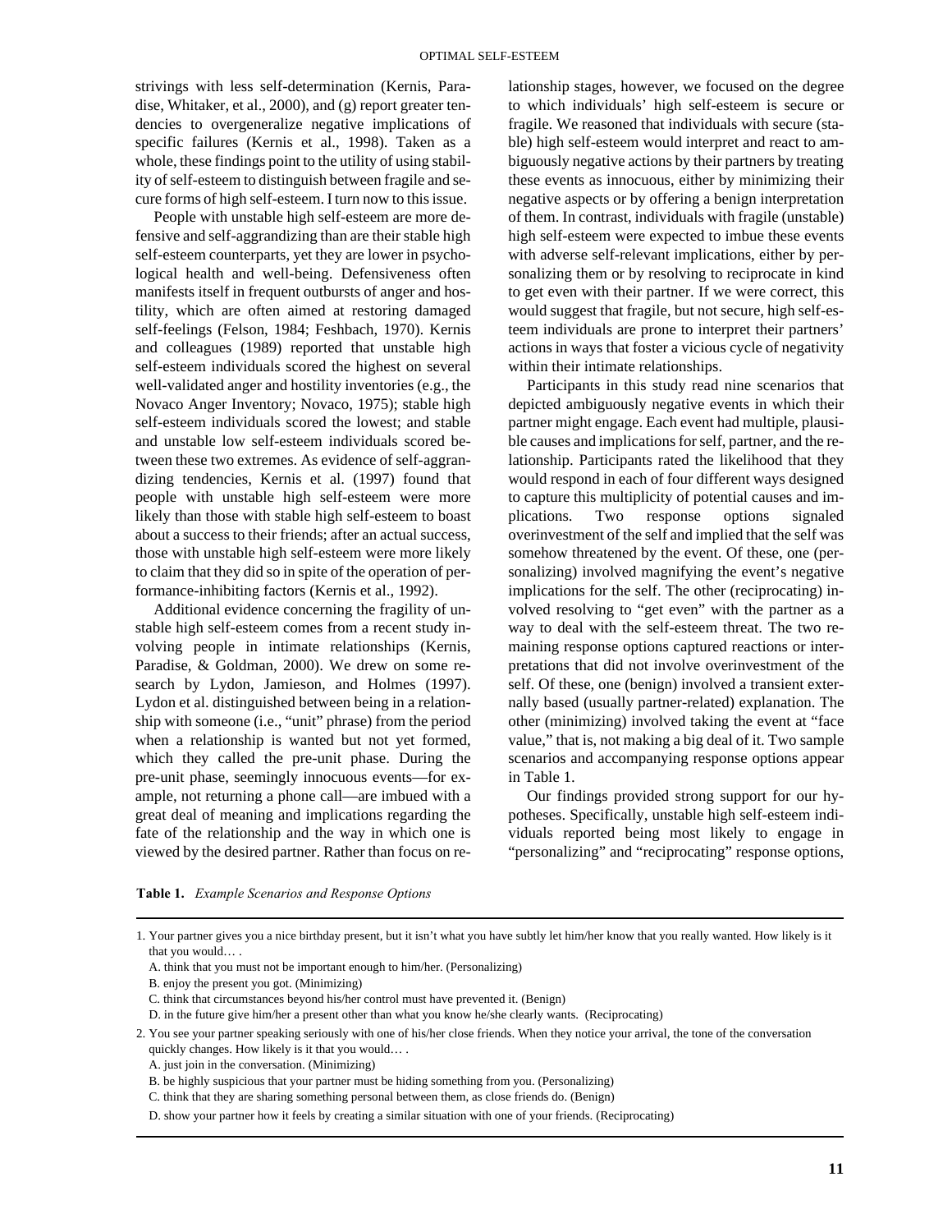strivings with less self-determination (Kernis, Paradise, Whitaker, et al., 2000), and (g) report greater tendencies to overgeneralize negative implications of specific failures (Kernis et al., 1998). Taken as a whole, these findings point to the utility of using stability of self-esteem to distinguish between fragile and secure forms of high self-esteem. I turn now to this issue.

People with unstable high self-esteem are more defensive and self-aggrandizing than are their stable high self-esteem counterparts, yet they are lower in psychological health and well-being. Defensiveness often manifests itself in frequent outbursts of anger and hostility, which are often aimed at restoring damaged self-feelings (Felson, 1984; Feshbach, 1970). Kernis and colleagues (1989) reported that unstable high self-esteem individuals scored the highest on several well-validated anger and hostility inventories (e.g., the Novaco Anger Inventory; Novaco, 1975); stable high self-esteem individuals scored the lowest; and stable and unstable low self-esteem individuals scored between these two extremes. As evidence of self-aggrandizing tendencies, Kernis et al. (1997) found that people with unstable high self-esteem were more likely than those with stable high self-esteem to boast about a success to their friends; after an actual success, those with unstable high self-esteem were more likely to claim that they did so in spite of the operation of performance-inhibiting factors (Kernis et al., 1992).

Additional evidence concerning the fragility of unstable high self-esteem comes from a recent study involving people in intimate relationships (Kernis, Paradise, & Goldman, 2000). We drew on some research by Lydon, Jamieson, and Holmes (1997). Lydon et al. distinguished between being in a relationship with someone (i.e., "unit" phrase) from the period when a relationship is wanted but not yet formed, which they called the pre-unit phase. During the pre-unit phase, seemingly innocuous events—for example, not returning a phone call—are imbued with a great deal of meaning and implications regarding the fate of the relationship and the way in which one is viewed by the desired partner. Rather than focus on relationship stages, however, we focused on the degree to which individuals' high self-esteem is secure or fragile. We reasoned that individuals with secure (stable) high self-esteem would interpret and react to ambiguously negative actions by their partners by treating these events as innocuous, either by minimizing their negative aspects or by offering a benign interpretation of them. In contrast, individuals with fragile (unstable) high self-esteem were expected to imbue these events with adverse self-relevant implications, either by personalizing them or by resolving to reciprocate in kind to get even with their partner. If we were correct, this would suggest that fragile, but not secure, high self-esteem individuals are prone to interpret their partners' actions in ways that foster a vicious cycle of negativity within their intimate relationships.

Participants in this study read nine scenarios that depicted ambiguously negative events in which their partner might engage. Each event had multiple, plausible causes and implications for self, partner, and the relationship. Participants rated the likelihood that they would respond in each of four different ways designed to capture this multiplicity of potential causes and implications. Two response options signaled overinvestment of the self and implied that the self was somehow threatened by the event. Of these, one (personalizing) involved magnifying the event's negative implications for the self. The other (reciprocating) involved resolving to "get even" with the partner as a way to deal with the self-esteem threat. The two remaining response options captured reactions or interpretations that did not involve overinvestment of the self. Of these, one (benign) involved a transient externally based (usually partner-related) explanation. The other (minimizing) involved taking the event at "face value," that is, not making a big deal of it. Two sample scenarios and accompanying response options appear in Table 1.

Our findings provided strong support for our hypotheses. Specifically, unstable high self-esteem individuals reported being most likely to engage in "personalizing" and "reciprocating" response options,

**Table 1.** *Example Scenarios and Response Options*

1. Your partner gives you a nice birthday present, but it isn't what you have subtly let him/her know that you really wanted. How likely is it that you would… .
   A. think that you must not be important enough to him/her. (Personalizing)
   B. enjoy the present you got. (Minimizing)
   C. think that circumstances beyond his/her control must have prevented it. (Benign)
   D. in the future give him/her a present other than what you know he/she clearly wants. (Reciprocating)
2. You see your partner speaking seriously with one of his/her close friends. When they notice your arrival, the tone of the conversation quickly changes. How likely is it that you would… .
   A. just join in the conversation. (Minimizing)
   B. be highly suspicious that your partner must be hiding something from you. (Personalizing)
   C. think that they are sharing something personal between them, as close friends do. (Benign)
   D. show your partner how it feels by creating a similar situation with one of your friends. (Reciprocating)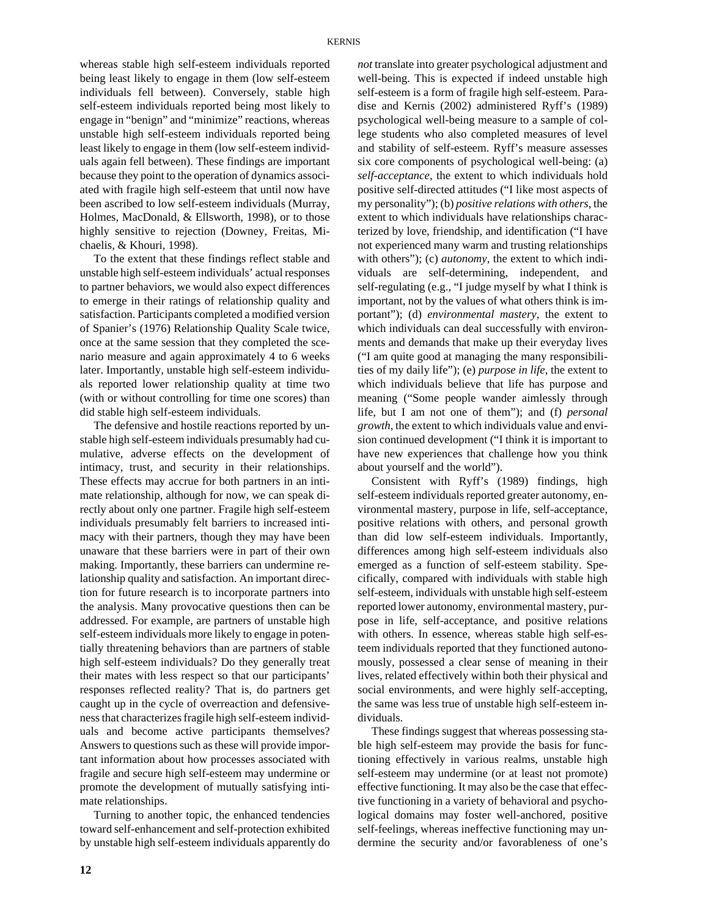whereas stable high self-esteem individuals reported being least likely to engage in them (low self-esteem individuals fell between). Conversely, stable high self-esteem individuals reported being most likely to engage in "benign" and "minimize" reactions, whereas unstable high self-esteem individuals reported being least likely to engage in them (low self-esteem individuals again fell between). These findings are important because they point to the operation of dynamics associated with fragile high self-esteem that until now have been ascribed to low self-esteem individuals (Murray, Holmes, MacDonald, & Ellsworth, 1998), or to those highly sensitive to rejection (Downey, Freitas, Michaelis, & Khouri, 1998).

To the extent that these findings reflect stable and unstable high self-esteem individuals' actual responses to partner behaviors, we would also expect differences to emerge in their ratings of relationship quality and satisfaction. Participants completed a modified version of Spanier's (1976) Relationship Quality Scale twice, once at the same session that they completed the scenario measure and again approximately 4 to 6 weeks later. Importantly, unstable high self-esteem individuals reported lower relationship quality at time two (with or without controlling for time one scores) than did stable high self-esteem individuals.

The defensive and hostile reactions reported by unstable high self-esteem individuals presumably had cumulative, adverse effects on the development of intimacy, trust, and security in their relationships. These effects may accrue for both partners in an intimate relationship, although for now, we can speak directly about only one partner. Fragile high self-esteem individuals presumably felt barriers to increased intimacy with their partners, though they may have been unaware that these barriers were in part of their own making. Importantly, these barriers can undermine relationship quality and satisfaction. An important direction for future research is to incorporate partners into the analysis. Many provocative questions then can be addressed. For example, are partners of unstable high self-esteem individuals more likely to engage in potentially threatening behaviors than are partners of stable high self-esteem individuals? Do they generally treat their mates with less respect so that our participants' responses reflected reality? That is, do partners get caught up in the cycle of overreaction and defensiveness that characterizes fragile high self-esteem individuals and become active participants themselves? Answers to questions such as these will provide important information about how processes associated with fragile and secure high self-esteem may undermine or promote the development of mutually satisfying intimate relationships.

Turning to another topic, the enhanced tendencies toward self-enhancement and self-protection exhibited by unstable high self-esteem individuals apparently do *not* translate into greater psychological adjustment and well-being. This is expected if indeed unstable high self-esteem is a form of fragile high self-esteem. Paradise and Kernis (2002) administered Ryff's (1989) psychological well-being measure to a sample of college students who also completed measures of level and stability of self-esteem. Ryff's measure assesses six core components of psychological well-being: (a) *self-acceptance*, the extent to which individuals hold positive self-directed attitudes ("I like most aspects of my personality"); (b) *positive relations with others*, the extent to which individuals have relationships characterized by love, friendship, and identification ("I have not experienced many warm and trusting relationships with others"); (c) *autonomy*, the extent to which individuals are self-determining, independent, and self-regulating (e.g., "I judge myself by what I think is important, not by the values of what others think is important"); (d) *environmental mastery*, the extent to which individuals can deal successfully with environments and demands that make up their everyday lives ("I am quite good at managing the many responsibilities of my daily life"); (e) *purpose in life*, the extent to which individuals believe that life has purpose and meaning ("Some people wander aimlessly through life, but I am not one of them"); and (f) *personal growth*, the extent to which individuals value and envision continued development ("I think it is important to have new experiences that challenge how you think about yourself and the world").

Consistent with Ryff's (1989) findings, high self-esteem individuals reported greater autonomy, environmental mastery, purpose in life, self-acceptance, positive relations with others, and personal growth than did low self-esteem individuals. Importantly, differences among high self-esteem individuals also emerged as a function of self-esteem stability. Specifically, compared with individuals with stable high self-esteem, individuals with unstable high self-esteem reported lower autonomy, environmental mastery, purpose in life, self-acceptance, and positive relations with others. In essence, whereas stable high self-esteem individuals reported that they functioned autonomously, possessed a clear sense of meaning in their lives, related effectively within both their physical and social environments, and were highly self-accepting, the same was less true of unstable high self-esteem individuals.

These findings suggest that whereas possessing stable high self-esteem may provide the basis for functioning effectively in various realms, unstable high self-esteem may undermine (or at least not promote) effective functioning. It may also be the case that effective functioning in a variety of behavioral and psychological domains may foster well-anchored, positive self-feelings, whereas ineffective functioning may undermine the security and/or favorableness of one's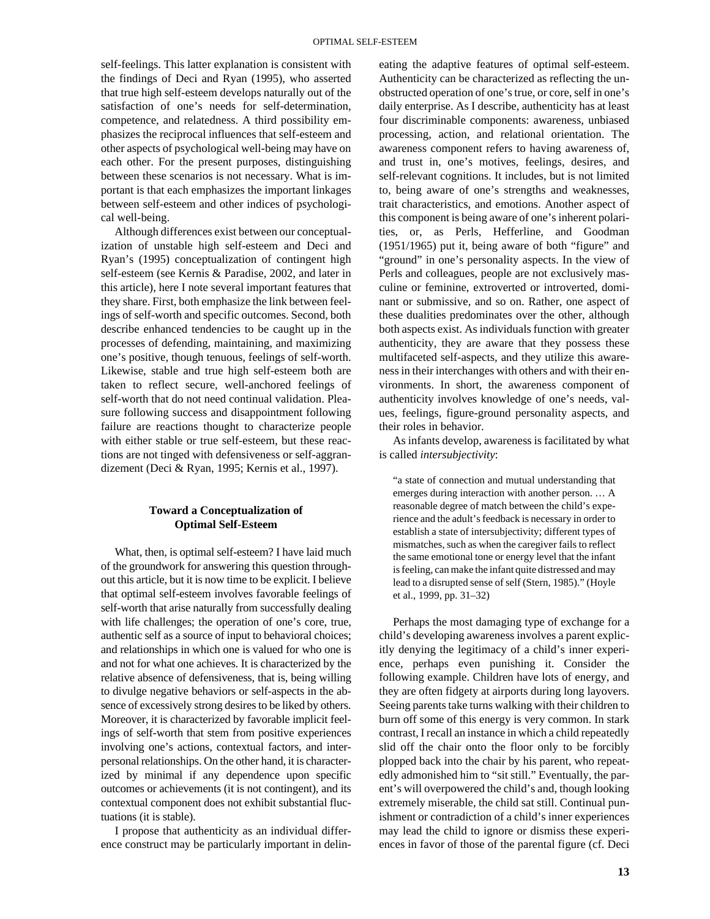self-feelings. This latter explanation is consistent with the findings of Deci and Ryan (1995), who asserted that true high self-esteem develops naturally out of the satisfaction of one's needs for self-determination, competence, and relatedness. A third possibility emphasizes the reciprocal influences that self-esteem and other aspects of psychological well-being may have on each other. For the present purposes, distinguishing between these scenarios is not necessary. What is important is that each emphasizes the important linkages between self-esteem and other indices of psychological well-being.

Although differences exist between our conceptualization of unstable high self-esteem and Deci and Ryan's (1995) conceptualization of contingent high self-esteem (see Kernis & Paradise, 2002, and later in this article), here I note several important features that they share. First, both emphasize the link between feelings of self-worth and specific outcomes. Second, both describe enhanced tendencies to be caught up in the processes of defending, maintaining, and maximizing one's positive, though tenuous, feelings of self-worth. Likewise, stable and true high self-esteem both are taken to reflect secure, well-anchored feelings of self-worth that do not need continual validation. Pleasure following success and disappointment following failure are reactions thought to characterize people with either stable or true self-esteem, but these reactions are not tinged with defensiveness or self-aggrandizement (Deci & Ryan, 1995; Kernis et al., 1997).

## Toward a Conceptualization of Optimal Self-Esteem

What, then, is optimal self-esteem? I have laid much of the groundwork for answering this question throughout this article, but it is now time to be explicit. I believe that optimal self-esteem involves favorable feelings of self-worth that arise naturally from successfully dealing with life challenges; the operation of one's core, true, authentic self as a source of input to behavioral choices; and relationships in which one is valued for who one is and not for what one achieves. It is characterized by the relative absence of defensiveness, that is, being willing to divulge negative behaviors or self-aspects in the absence of excessively strong desires to be liked by others. Moreover, it is characterized by favorable implicit feelings of self-worth that stem from positive experiences involving one's actions, contextual factors, and interpersonal relationships. On the other hand, it is characterized by minimal if any dependence upon specific outcomes or achievements (it is not contingent), and its contextual component does not exhibit substantial fluctuations (it is stable).

I propose that authenticity as an individual difference construct may be particularly important in delineating the adaptive features of optimal self-esteem. Authenticity can be characterized as reflecting the unobstructed operation of one's true, or core, self in one's daily enterprise. As I describe, authenticity has at least four discriminable components: awareness, unbiased processing, action, and relational orientation. The awareness component refers to having awareness of, and trust in, one's motives, feelings, desires, and self-relevant cognitions. It includes, but is not limited to, being aware of one's strengths and weaknesses, trait characteristics, and emotions. Another aspect of this component is being aware of one's inherent polarities, or, as Perls, Hefferline, and Goodman (1951/1965) put it, being aware of both "figure" and "ground" in one's personality aspects. In the view of Perls and colleagues, people are not exclusively masculine or feminine, extroverted or introverted, dominant or submissive, and so on. Rather, one aspect of these dualities predominates over the other, although both aspects exist. As individuals function with greater authenticity, they are aware that they possess these multifaceted self-aspects, and they utilize this awareness in their interchanges with others and with their environments. In short, the awareness component of authenticity involves knowledge of one's needs, values, feelings, figure-ground personality aspects, and their roles in behavior.

As infants develop, awareness is facilitated by what is called *intersubjectivity*:

> "a state of connection and mutual understanding that emerges during interaction with another person. … A reasonable degree of match between the child's experience and the adult's feedback is necessary in order to establish a state of intersubjectivity; different types of mismatches, such as when the caregiver fails to reflect the same emotional tone or energy level that the infant is feeling, can make the infant quite distressed and may lead to a disrupted sense of self (Stern, 1985)." (Hoyle et al., 1999, pp. 31–32)

Perhaps the most damaging type of exchange for a child's developing awareness involves a parent explicitly denying the legitimacy of a child's inner experience, perhaps even punishing it. Consider the following example. Children have lots of energy, and they are often fidgety at airports during long layovers. Seeing parents take turns walking with their children to burn off some of this energy is very common. In stark contrast, I recall an instance in which a child repeatedly slid off the chair onto the floor only to be forcibly plopped back into the chair by his parent, who repeatedly admonished him to "sit still." Eventually, the parent's will overpowered the child's and, though looking extremely miserable, the child sat still. Continual punishment or contradiction of a child's inner experiences may lead the child to ignore or dismiss these experiences in favor of those of the parental figure (cf. Deci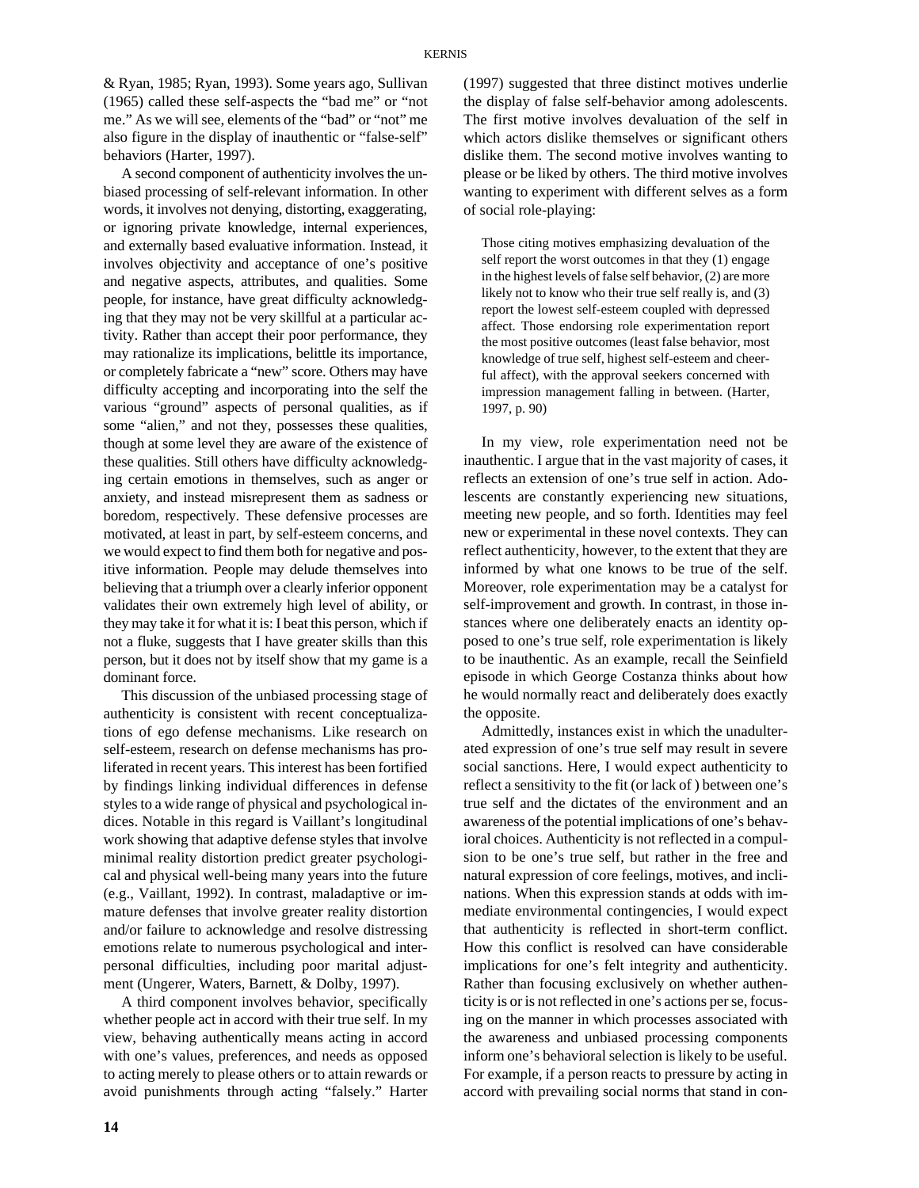& Ryan, 1985; Ryan, 1993). Some years ago, Sullivan (1965) called these self-aspects the "bad me" or "not me." As we will see, elements of the "bad" or "not" me also figure in the display of inauthentic or "false-self" behaviors (Harter, 1997).

A second component of authenticity involves the unbiased processing of self-relevant information. In other words, it involves not denying, distorting, exaggerating, or ignoring private knowledge, internal experiences, and externally based evaluative information. Instead, it involves objectivity and acceptance of one's positive and negative aspects, attributes, and qualities. Some people, for instance, have great difficulty acknowledging that they may not be very skillful at a particular activity. Rather than accept their poor performance, they may rationalize its implications, belittle its importance, or completely fabricate a "new" score. Others may have difficulty accepting and incorporating into the self the various "ground" aspects of personal qualities, as if some "alien," and not they, possesses these qualities, though at some level they are aware of the existence of these qualities. Still others have difficulty acknowledging certain emotions in themselves, such as anger or anxiety, and instead misrepresent them as sadness or boredom, respectively. These defensive processes are motivated, at least in part, by self-esteem concerns, and we would expect to find them both for negative and positive information. People may delude themselves into believing that a triumph over a clearly inferior opponent validates their own extremely high level of ability, or they may take it for what it is: I beat this person, which if not a fluke, suggests that I have greater skills than this person, but it does not by itself show that my game is a dominant force.

This discussion of the unbiased processing stage of authenticity is consistent with recent conceptualizations of ego defense mechanisms. Like research on self-esteem, research on defense mechanisms has proliferated in recent years. This interest has been fortified by findings linking individual differences in defense styles to a wide range of physical and psychological indices. Notable in this regard is Vaillant's longitudinal work showing that adaptive defense styles that involve minimal reality distortion predict greater psychological and physical well-being many years into the future (e.g., Vaillant, 1992). In contrast, maladaptive or immature defenses that involve greater reality distortion and/or failure to acknowledge and resolve distressing emotions relate to numerous psychological and interpersonal difficulties, including poor marital adjustment (Ungerer, Waters, Barnett, & Dolby, 1997).

A third component involves behavior, specifically whether people act in accord with their true self. In my view, behaving authentically means acting in accord with one's values, preferences, and needs as opposed to acting merely to please others or to attain rewards or avoid punishments through acting "falsely." Harter (1997) suggested that three distinct motives underlie the display of false self-behavior among adolescents. The first motive involves devaluation of the self in which actors dislike themselves or significant others dislike them. The second motive involves wanting to please or be liked by others. The third motive involves wanting to experiment with different selves as a form of social role-playing:

> Those citing motives emphasizing devaluation of the self report the worst outcomes in that they (1) engage in the highest levels of false self behavior, (2) are more likely not to know who their true self really is, and (3) report the lowest self-esteem coupled with depressed affect. Those endorsing role experimentation report the most positive outcomes (least false behavior, most knowledge of true self, highest self-esteem and cheerful affect), with the approval seekers concerned with impression management falling in between. (Harter, 1997, p. 90)

In my view, role experimentation need not be inauthentic. I argue that in the vast majority of cases, it reflects an extension of one's true self in action. Adolescents are constantly experiencing new situations, meeting new people, and so forth. Identities may feel new or experimental in these novel contexts. They can reflect authenticity, however, to the extent that they are informed by what one knows to be true of the self. Moreover, role experimentation may be a catalyst for self-improvement and growth. In contrast, in those instances where one deliberately enacts an identity opposed to one's true self, role experimentation is likely to be inauthentic. As an example, recall the Seinfield episode in which George Costanza thinks about how he would normally react and deliberately does exactly the opposite.

Admittedly, instances exist in which the unadulterated expression of one's true self may result in severe social sanctions. Here, I would expect authenticity to reflect a sensitivity to the fit (or lack of ) between one's true self and the dictates of the environment and an awareness of the potential implications of one's behavioral choices. Authenticity is not reflected in a compulsion to be one's true self, but rather in the free and natural expression of core feelings, motives, and inclinations. When this expression stands at odds with immediate environmental contingencies, I would expect that authenticity is reflected in short-term conflict. How this conflict is resolved can have considerable implications for one's felt integrity and authenticity. Rather than focusing exclusively on whether authenticity is or is not reflected in one's actions per se, focusing on the manner in which processes associated with the awareness and unbiased processing components inform one's behavioral selection is likely to be useful. For example, if a person reacts to pressure by acting in accord with prevailing social norms that stand in con-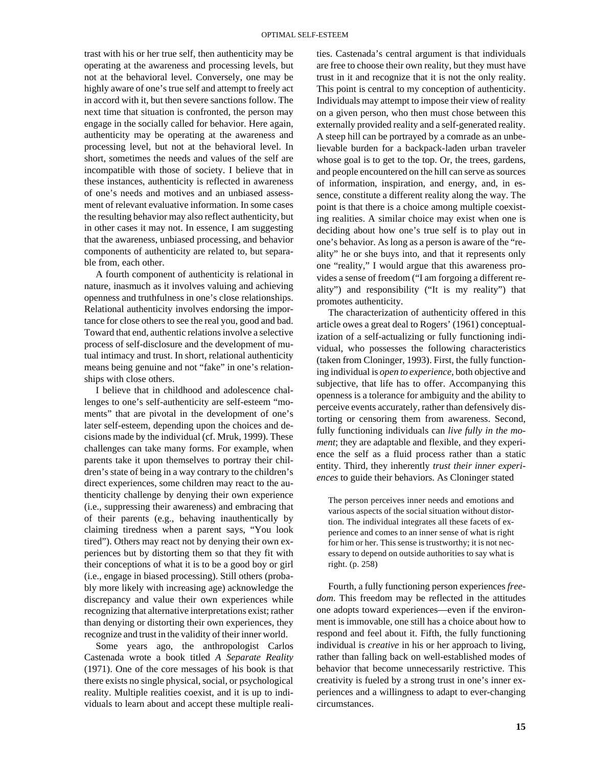trast with his or her true self, then authenticity may be operating at the awareness and processing levels, but not at the behavioral level. Conversely, one may be highly aware of one's true self and attempt to freely act in accord with it, but then severe sanctions follow. The next time that situation is confronted, the person may engage in the socially called for behavior. Here again, authenticity may be operating at the awareness and processing level, but not at the behavioral level. In short, sometimes the needs and values of the self are incompatible with those of society. I believe that in these instances, authenticity is reflected in awareness of one's needs and motives and an unbiased assessment of relevant evaluative information. In some cases the resulting behavior may also reflect authenticity, but in other cases it may not. In essence, I am suggesting that the awareness, unbiased processing, and behavior components of authenticity are related to, but separable from, each other.

A fourth component of authenticity is relational in nature, inasmuch as it involves valuing and achieving openness and truthfulness in one's close relationships. Relational authenticity involves endorsing the importance for close others to see the real you, good and bad. Toward that end, authentic relations involve a selective process of self-disclosure and the development of mutual intimacy and trust. In short, relational authenticity means being genuine and not "fake" in one's relationships with close others.

I believe that in childhood and adolescence challenges to one's self-authenticity are self-esteem "moments" that are pivotal in the development of one's later self-esteem, depending upon the choices and decisions made by the individual (cf. Mruk, 1999). These challenges can take many forms. For example, when parents take it upon themselves to portray their children's state of being in a way contrary to the children's direct experiences, some children may react to the authenticity challenge by denying their own experience (i.e., suppressing their awareness) and embracing that of their parents (e.g., behaving inauthentically by claiming tiredness when a parent says, "You look tired"). Others may react not by denying their own experiences but by distorting them so that they fit with their conceptions of what it is to be a good boy or girl (i.e., engage in biased processing). Still others (probably more likely with increasing age) acknowledge the discrepancy and value their own experiences while recognizing that alternative interpretations exist; rather than denying or distorting their own experiences, they recognize and trust in the validity of their inner world.

Some years ago, the anthropologist Carlos Castenada wrote a book titled *A Separate Reality* (1971). One of the core messages of his book is that there exists no single physical, social, or psychological reality. Multiple realities coexist, and it is up to individuals to learn about and accept these multiple realities. Castenada's central argument is that individuals are free to choose their own reality, but they must have trust in it and recognize that it is not the only reality. This point is central to my conception of authenticity. Individuals may attempt to impose their view of reality on a given person, who then must chose between this externally provided reality and a self-generated reality. A steep hill can be portrayed by a comrade as an unbelievable burden for a backpack-laden urban traveler whose goal is to get to the top. Or, the trees, gardens, and people encountered on the hill can serve as sources of information, inspiration, and energy, and, in essence, constitute a different reality along the way. The point is that there is a choice among multiple coexisting realities. A similar choice may exist when one is deciding about how one's true self is to play out in one's behavior. As long as a person is aware of the "reality" he or she buys into, and that it represents only one "reality," I would argue that this awareness provides a sense of freedom ("I am forgoing a different reality") and responsibility ("It is my reality") that promotes authenticity.

The characterization of authenticity offered in this article owes a great deal to Rogers' (1961) conceptualization of a self-actualizing or fully functioning individual, who possesses the following characteristics (taken from Cloninger, 1993). First, the fully functioning individual is *open to experience*, both objective and subjective, that life has to offer. Accompanying this openness is a tolerance for ambiguity and the ability to perceive events accurately, rather than defensively distorting or censoring them from awareness. Second, fully functioning individuals can *live fully in the moment*; they are adaptable and flexible, and they experience the self as a fluid process rather than a static entity. Third, they inherently *trust their inner experiences* to guide their behaviors. As Cloninger stated

> The person perceives inner needs and emotions and various aspects of the social situation without distortion. The individual integrates all these facets of experience and comes to an inner sense of what is right for him or her. This sense is trustworthy; it is not necessary to depend on outside authorities to say what is right. (p. 258)

Fourth, a fully functioning person experiences *freedom*. This freedom may be reflected in the attitudes one adopts toward experiences—even if the environment is immovable, one still has a choice about how to respond and feel about it. Fifth, the fully functioning individual is *creative* in his or her approach to living, rather than falling back on well-established modes of behavior that become unnecessarily restrictive. This creativity is fueled by a strong trust in one's inner experiences and a willingness to adapt to ever-changing circumstances.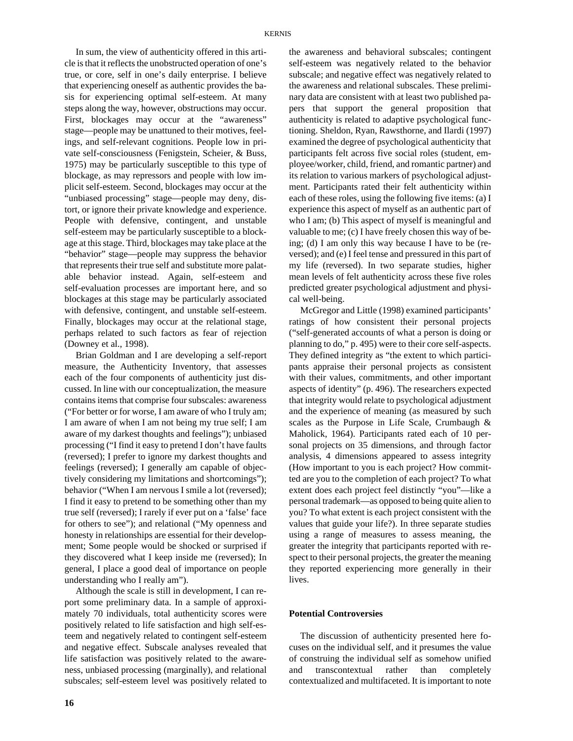In sum, the view of authenticity offered in this article is that it reflects the unobstructed operation of one's true, or core, self in one's daily enterprise. I believe that experiencing oneself as authentic provides the basis for experiencing optimal self-esteem. At many steps along the way, however, obstructions may occur. First, blockages may occur at the "awareness" stage—people may be unattuned to their motives, feelings, and self-relevant cognitions. People low in private self-consciousness (Fenigstein, Scheier, & Buss, 1975) may be particularly susceptible to this type of blockage, as may repressors and people with low implicit self-esteem. Second, blockages may occur at the "unbiased processing" stage—people may deny, distort, or ignore their private knowledge and experience. People with defensive, contingent, and unstable self-esteem may be particularly susceptible to a blockage at this stage. Third, blockages may take place at the "behavior" stage—people may suppress the behavior that represents their true self and substitute more palatable behavior instead. Again, self-esteem and self-evaluation processes are important here, and so blockages at this stage may be particularly associated with defensive, contingent, and unstable self-esteem. Finally, blockages may occur at the relational stage, perhaps related to such factors as fear of rejection (Downey et al., 1998).

Brian Goldman and I are developing a self-report measure, the Authenticity Inventory, that assesses each of the four components of authenticity just discussed. In line with our conceptualization, the measure contains items that comprise four subscales: awareness ("For better or for worse, I am aware of who I truly am; I am aware of when I am not being my true self; I am aware of my darkest thoughts and feelings"); unbiased processing ("I find it easy to pretend I don't have faults (reversed); I prefer to ignore my darkest thoughts and feelings (reversed); I generally am capable of objectively considering my limitations and shortcomings"); behavior ("When I am nervous I smile a lot (reversed); I find it easy to pretend to be something other than my true self (reversed); I rarely if ever put on a 'false' face for others to see"); and relational ("My openness and honesty in relationships are essential for their development; Some people would be shocked or surprised if they discovered what I keep inside me (reversed); In general, I place a good deal of importance on people understanding who I really am").

Although the scale is still in development, I can report some preliminary data. In a sample of approximately 70 individuals, total authenticity scores were positively related to life satisfaction and high self-esteem and negatively related to contingent self-esteem and negative effect. Subscale analyses revealed that life satisfaction was positively related to the awareness, unbiased processing (marginally), and relational subscales; self-esteem level was positively related to the awareness and behavioral subscales; contingent self-esteem was negatively related to the behavior subscale; and negative effect was negatively related to the awareness and relational subscales. These preliminary data are consistent with at least two published papers that support the general proposition that authenticity is related to adaptive psychological functioning. Sheldon, Ryan, Rawsthorne, and Ilardi (1997) examined the degree of psychological authenticity that participants felt across five social roles (student, employee/worker, child, friend, and romantic partner) and its relation to various markers of psychological adjustment. Participants rated their felt authenticity within each of these roles, using the following five items: (a) I experience this aspect of myself as an authentic part of who I am; (b) This aspect of myself is meaningful and valuable to me; (c) I have freely chosen this way of being; (d) I am only this way because I have to be (reversed); and (e) I feel tense and pressured in this part of my life (reversed). In two separate studies, higher mean levels of felt authenticity across these five roles predicted greater psychological adjustment and physical well-being.

McGregor and Little (1998) examined participants' ratings of how consistent their personal projects ("self-generated accounts of what a person is doing or planning to do," p. 495) were to their core self-aspects. They defined integrity as "the extent to which participants appraise their personal projects as consistent with their values, commitments, and other important aspects of identity" (p. 496). The researchers expected that integrity would relate to psychological adjustment and the experience of meaning (as measured by such scales as the Purpose in Life Scale, Crumbaugh & Maholick, 1964). Participants rated each of 10 personal projects on 35 dimensions, and through factor analysis, 4 dimensions appeared to assess integrity (How important to you is each project? How committed are you to the completion of each project? To what extent does each project feel distinctly "you"—like a personal trademark—as opposed to being quite alien to you? To what extent is each project consistent with the values that guide your life?). In three separate studies using a range of measures to assess meaning, the greater the integrity that participants reported with respect to their personal projects, the greater the meaning they reported experiencing more generally in their lives.

## Potential Controversies

The discussion of authenticity presented here focuses on the individual self, and it presumes the value of construing the individual self as somehow unified and transcontextual rather than completely contextualized and multifaceted. It is important to note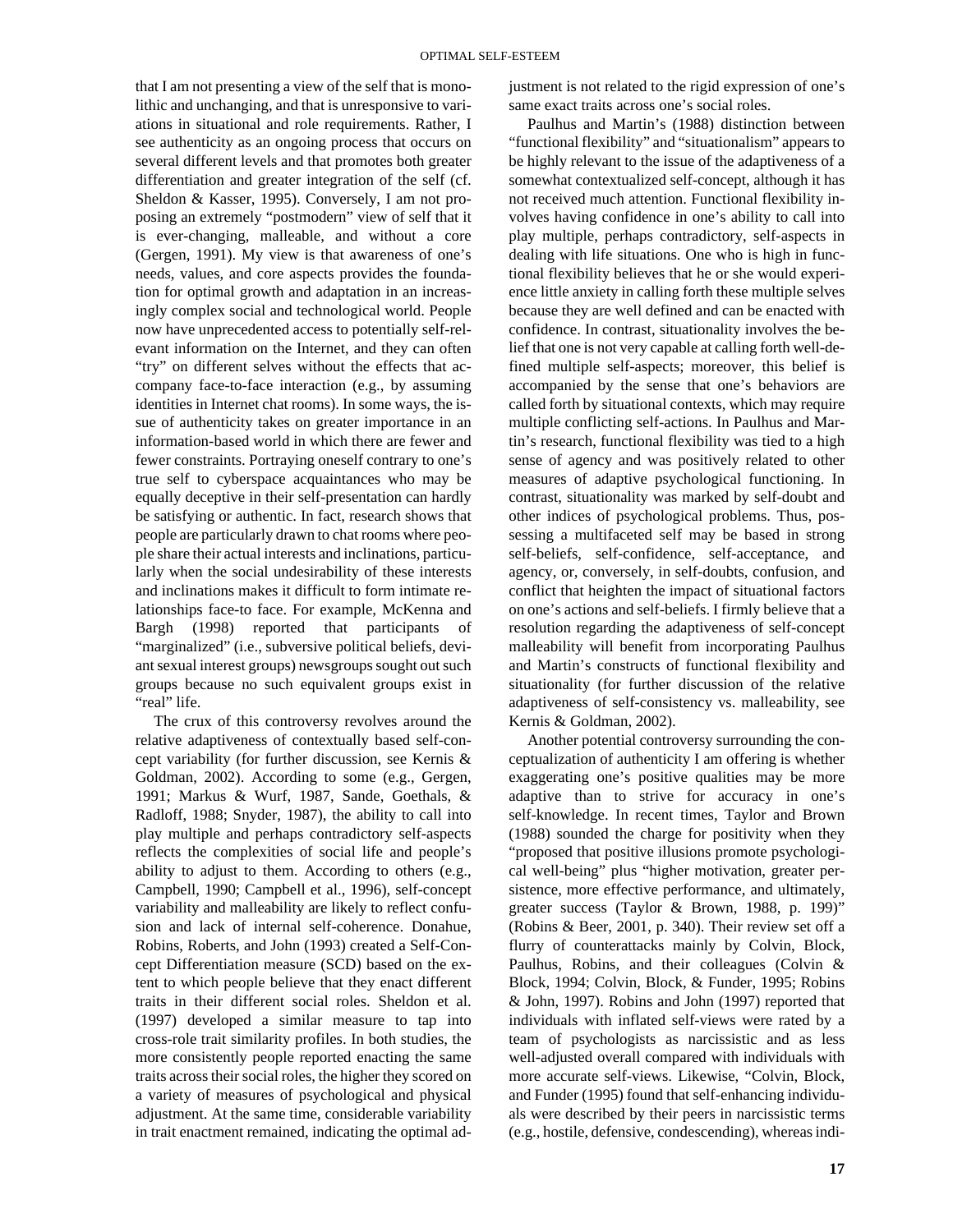that I am not presenting a view of the self that is monolithic and unchanging, and that is unresponsive to variations in situational and role requirements. Rather, I see authenticity as an ongoing process that occurs on several different levels and that promotes both greater differentiation and greater integration of the self (cf. Sheldon & Kasser, 1995). Conversely, I am not proposing an extremely "postmodern" view of self that it is ever-changing, malleable, and without a core (Gergen, 1991). My view is that awareness of one's needs, values, and core aspects provides the foundation for optimal growth and adaptation in an increasingly complex social and technological world. People now have unprecedented access to potentially self-relevant information on the Internet, and they can often "try" on different selves without the effects that accompany face-to-face interaction (e.g., by assuming identities in Internet chat rooms). In some ways, the issue of authenticity takes on greater importance in an information-based world in which there are fewer and fewer constraints. Portraying oneself contrary to one's true self to cyberspace acquaintances who may be equally deceptive in their self-presentation can hardly be satisfying or authentic. In fact, research shows that people are particularly drawn to chat rooms where people share their actual interests and inclinations, particularly when the social undesirability of these interests and inclinations makes it difficult to form intimate relationships face-to face. For example, McKenna and Bargh (1998) reported that participants of "marginalized" (i.e., subversive political beliefs, deviant sexual interest groups) newsgroups sought out such groups because no such equivalent groups exist in "real" life.

The crux of this controversy revolves around the relative adaptiveness of contextually based self-concept variability (for further discussion, see Kernis & Goldman, 2002). According to some (e.g., Gergen, 1991; Markus & Wurf, 1987, Sande, Goethals, & Radloff, 1988; Snyder, 1987), the ability to call into play multiple and perhaps contradictory self-aspects reflects the complexities of social life and people's ability to adjust to them. According to others (e.g., Campbell, 1990; Campbell et al., 1996), self-concept variability and malleability are likely to reflect confusion and lack of internal self-coherence. Donahue, Robins, Roberts, and John (1993) created a Self-Concept Differentiation measure (SCD) based on the extent to which people believe that they enact different traits in their different social roles. Sheldon et al. (1997) developed a similar measure to tap into cross-role trait similarity profiles. In both studies, the more consistently people reported enacting the same traits across their social roles, the higher they scored on a variety of measures of psychological and physical adjustment. At the same time, considerable variability in trait enactment remained, indicating the optimal adjustment is not related to the rigid expression of one's same exact traits across one's social roles.

Paulhus and Martin's (1988) distinction between "functional flexibility" and "situationalism" appears to be highly relevant to the issue of the adaptiveness of a somewhat contextualized self-concept, although it has not received much attention. Functional flexibility involves having confidence in one's ability to call into play multiple, perhaps contradictory, self-aspects in dealing with life situations. One who is high in functional flexibility believes that he or she would experience little anxiety in calling forth these multiple selves because they are well defined and can be enacted with confidence. In contrast, situationality involves the belief that one is not very capable at calling forth well-defined multiple self-aspects; moreover, this belief is accompanied by the sense that one's behaviors are called forth by situational contexts, which may require multiple conflicting self-actions. In Paulhus and Martin's research, functional flexibility was tied to a high sense of agency and was positively related to other measures of adaptive psychological functioning. In contrast, situationality was marked by self-doubt and other indices of psychological problems. Thus, possessing a multifaceted self may be based in strong self-beliefs, self-confidence, self-acceptance, and agency, or, conversely, in self-doubts, confusion, and conflict that heighten the impact of situational factors on one's actions and self-beliefs. I firmly believe that a resolution regarding the adaptiveness of self-concept malleability will benefit from incorporating Paulhus and Martin's constructs of functional flexibility and situationality (for further discussion of the relative adaptiveness of self-consistency vs. malleability, see Kernis & Goldman, 2002).

Another potential controversy surrounding the conceptualization of authenticity I am offering is whether exaggerating one's positive qualities may be more adaptive than to strive for accuracy in one's self-knowledge. In recent times, Taylor and Brown (1988) sounded the charge for positivity when they "proposed that positive illusions promote psychological well-being" plus "higher motivation, greater persistence, more effective performance, and ultimately, greater success (Taylor & Brown, 1988, p. 199)" (Robins & Beer, 2001, p. 340). Their review set off a flurry of counterattacks mainly by Colvin, Block, Paulhus, Robins, and their colleagues (Colvin & Block, 1994; Colvin, Block, & Funder, 1995; Robins & John, 1997). Robins and John (1997) reported that individuals with inflated self-views were rated by a team of psychologists as narcissistic and as less well-adjusted overall compared with individuals with more accurate self-views. Likewise, "Colvin, Block, and Funder (1995) found that self-enhancing individuals were described by their peers in narcissistic terms (e.g., hostile, defensive, condescending), whereas indi-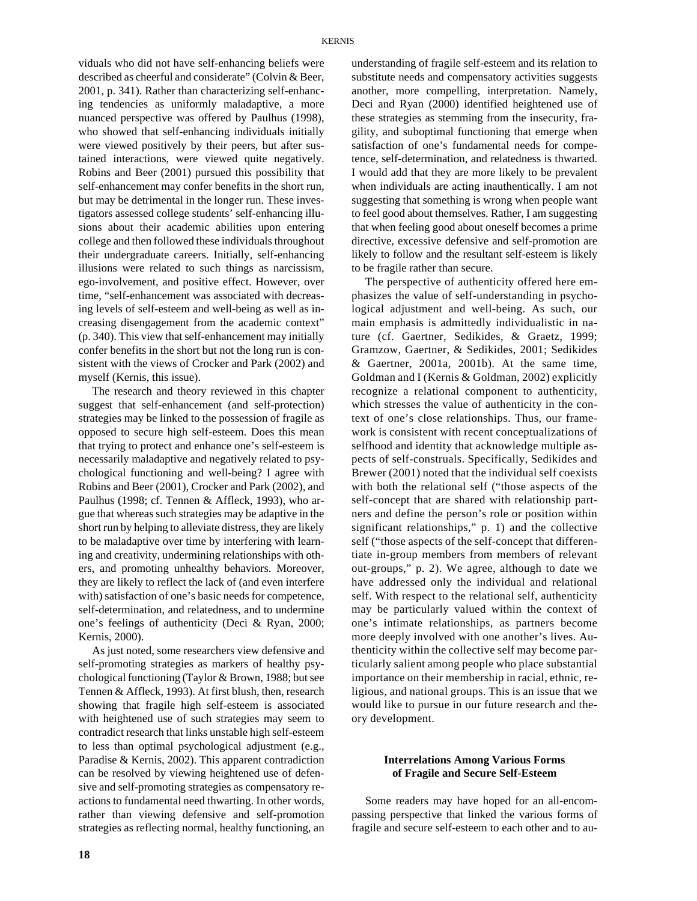viduals who did not have self-enhancing beliefs were described as cheerful and considerate" (Colvin & Beer, 2001, p. 341). Rather than characterizing self-enhancing tendencies as uniformly maladaptive, a more nuanced perspective was offered by Paulhus (1998), who showed that self-enhancing individuals initially were viewed positively by their peers, but after sustained interactions, were viewed quite negatively. Robins and Beer (2001) pursued this possibility that self-enhancement may confer benefits in the short run, but may be detrimental in the longer run. These investigators assessed college students' self-enhancing illusions about their academic abilities upon entering college and then followed these individuals throughout their undergraduate careers. Initially, self-enhancing illusions were related to such things as narcissism, ego-involvement, and positive effect. However, over time, "self-enhancement was associated with decreasing levels of self-esteem and well-being as well as increasing disengagement from the academic context" (p. 340). This view that self-enhancement may initially confer benefits in the short but not the long run is consistent with the views of Crocker and Park (2002) and myself (Kernis, this issue).

The research and theory reviewed in this chapter suggest that self-enhancement (and self-protection) strategies may be linked to the possession of fragile as opposed to secure high self-esteem. Does this mean that trying to protect and enhance one's self-esteem is necessarily maladaptive and negatively related to psychological functioning and well-being? I agree with Robins and Beer (2001), Crocker and Park (2002), and Paulhus (1998; cf. Tennen & Affleck, 1993), who argue that whereas such strategies may be adaptive in the short run by helping to alleviate distress, they are likely to be maladaptive over time by interfering with learning and creativity, undermining relationships with others, and promoting unhealthy behaviors. Moreover, they are likely to reflect the lack of (and even interfere with) satisfaction of one's basic needs for competence, self-determination, and relatedness, and to undermine one's feelings of authenticity (Deci & Ryan, 2000; Kernis, 2000).

As just noted, some researchers view defensive and self-promoting strategies as markers of healthy psychological functioning (Taylor & Brown, 1988; but see Tennen & Affleck, 1993). At first blush, then, research showing that fragile high self-esteem is associated with heightened use of such strategies may seem to contradict research that links unstable high self-esteem to less than optimal psychological adjustment (e.g., Paradise & Kernis, 2002). This apparent contradiction can be resolved by viewing heightened use of defensive and self-promoting strategies as compensatory reactions to fundamental need thwarting. In other words, rather than viewing defensive and self-promotion strategies as reflecting normal, healthy functioning, an understanding of fragile self-esteem and its relation to substitute needs and compensatory activities suggests another, more compelling, interpretation. Namely, Deci and Ryan (2000) identified heightened use of these strategies as stemming from the insecurity, fragility, and suboptimal functioning that emerge when satisfaction of one's fundamental needs for competence, self-determination, and relatedness is thwarted. I would add that they are more likely to be prevalent when individuals are acting inauthentically. I am not suggesting that something is wrong when people want to feel good about themselves. Rather, I am suggesting that when feeling good about oneself becomes a prime directive, excessive defensive and self-promotion are likely to follow and the resultant self-esteem is likely to be fragile rather than secure.

The perspective of authenticity offered here emphasizes the value of self-understanding in psychological adjustment and well-being. As such, our main emphasis is admittedly individualistic in nature (cf. Gaertner, Sedikides, & Graetz, 1999; Gramzow, Gaertner, & Sedikides, 2001; Sedikides & Gaertner, 2001a, 2001b). At the same time, Goldman and I (Kernis & Goldman, 2002) explicitly recognize a relational component to authenticity, which stresses the value of authenticity in the context of one's close relationships. Thus, our framework is consistent with recent conceptualizations of selfhood and identity that acknowledge multiple aspects of self-construals. Specifically, Sedikides and Brewer (2001) noted that the individual self coexists with both the relational self ("those aspects of the self-concept that are shared with relationship partners and define the person's role or position within significant relationships," p. 1) and the collective self ("those aspects of the self-concept that differentiate in-group members from members of relevant out-groups," p. 2). We agree, although to date we have addressed only the individual and relational self. With respect to the relational self, authenticity may be particularly valued within the context of one's intimate relationships, as partners become more deeply involved with one another's lives. Authenticity within the collective self may become particularly salient among people who place substantial importance on their membership in racial, ethnic, religious, and national groups. This is an issue that we would like to pursue in our future research and theory development.

## Interrelations Among Various Forms of Fragile and Secure Self-Esteem

Some readers may have hoped for an all-encompassing perspective that linked the various forms of fragile and secure self-esteem to each other and to au-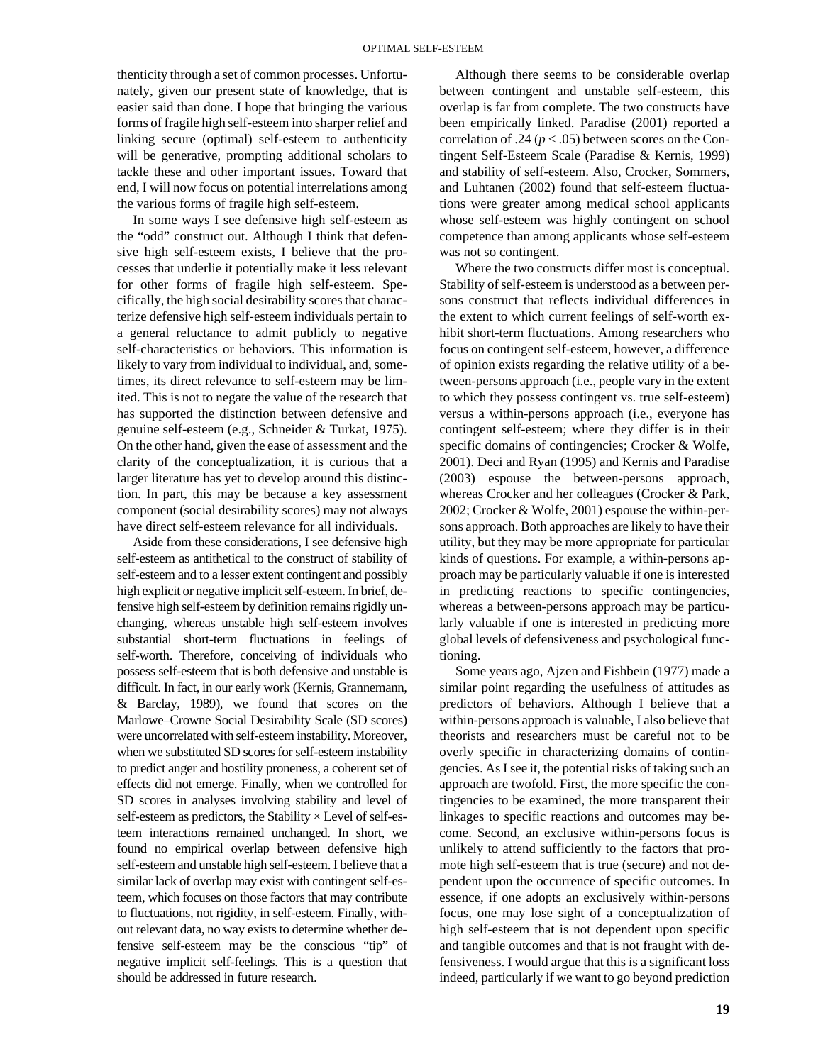thenticity through a set of common processes. Unfortunately, given our present state of knowledge, that is easier said than done. I hope that bringing the various forms of fragile high self-esteem into sharper relief and linking secure (optimal) self-esteem to authenticity will be generative, prompting additional scholars to tackle these and other important issues. Toward that end, I will now focus on potential interrelations among the various forms of fragile high self-esteem.

In some ways I see defensive high self-esteem as the "odd" construct out. Although I think that defensive high self-esteem exists, I believe that the processes that underlie it potentially make it less relevant for other forms of fragile high self-esteem. Specifically, the high social desirability scores that characterize defensive high self-esteem individuals pertain to a general reluctance to admit publicly to negative self-characteristics or behaviors. This information is likely to vary from individual to individual, and, sometimes, its direct relevance to self-esteem may be limited. This is not to negate the value of the research that has supported the distinction between defensive and genuine self-esteem (e.g., Schneider & Turkat, 1975). On the other hand, given the ease of assessment and the clarity of the conceptualization, it is curious that a larger literature has yet to develop around this distinction. In part, this may be because a key assessment component (social desirability scores) may not always have direct self-esteem relevance for all individuals.

Aside from these considerations, I see defensive high self-esteem as antithetical to the construct of stability of self-esteem and to a lesser extent contingent and possibly high explicit or negative implicit self-esteem. In brief, defensive high self-esteem by definition remains rigidly unchanging, whereas unstable high self-esteem involves substantial short-term fluctuations in feelings of self-worth. Therefore, conceiving of individuals who possess self-esteem that is both defensive and unstable is difficult. In fact, in our early work (Kernis, Grannemann, & Barclay, 1989), we found that scores on the Marlowe–Crowne Social Desirability Scale (SD scores) were uncorrelated with self-esteem instability. Moreover, when we substituted SD scores for self-esteem instability to predict anger and hostility proneness, a coherent set of effects did not emerge. Finally, when we controlled for SD scores in analyses involving stability and level of self-esteem as predictors, the Stability × Level of self-esteem interactions remained unchanged. In short, we found no empirical overlap between defensive high self-esteem and unstable high self-esteem. I believe that a similar lack of overlap may exist with contingent self-esteem, which focuses on those factors that may contribute to fluctuations, not rigidity, in self-esteem. Finally, without relevant data, no way exists to determine whether defensive self-esteem may be the conscious "tip" of negative implicit self-feelings. This is a question that should be addressed in future research.

Although there seems to be considerable overlap between contingent and unstable self-esteem, this overlap is far from complete. The two constructs have been empirically linked. Paradise (2001) reported a correlation of .24 ($p < .05$) between scores on the Contingent Self-Esteem Scale (Paradise & Kernis, 1999) and stability of self-esteem. Also, Crocker, Sommers, and Luhtanen (2002) found that self-esteem fluctuations were greater among medical school applicants whose self-esteem was highly contingent on school competence than among applicants whose self-esteem was not so contingent.

Where the two constructs differ most is conceptual. Stability of self-esteem is understood as a between persons construct that reflects individual differences in the extent to which current feelings of self-worth exhibit short-term fluctuations. Among researchers who focus on contingent self-esteem, however, a difference of opinion exists regarding the relative utility of a between-persons approach (i.e., people vary in the extent to which they possess contingent vs. true self-esteem) versus a within-persons approach (i.e., everyone has contingent self-esteem; where they differ is in their specific domains of contingencies; Crocker & Wolfe, 2001). Deci and Ryan (1995) and Kernis and Paradise (2003) espouse the between-persons approach, whereas Crocker and her colleagues (Crocker & Park, 2002; Crocker & Wolfe, 2001) espouse the within-persons approach. Both approaches are likely to have their utility, but they may be more appropriate for particular kinds of questions. For example, a within-persons approach may be particularly valuable if one is interested in predicting reactions to specific contingencies, whereas a between-persons approach may be particularly valuable if one is interested in predicting more global levels of defensiveness and psychological functioning.

Some years ago, Ajzen and Fishbein (1977) made a similar point regarding the usefulness of attitudes as predictors of behaviors. Although I believe that a within-persons approach is valuable, I also believe that theorists and researchers must be careful not to be overly specific in characterizing domains of contingencies. As I see it, the potential risks of taking such an approach are twofold. First, the more specific the contingencies to be examined, the more transparent their linkages to specific reactions and outcomes may become. Second, an exclusive within-persons focus is unlikely to attend sufficiently to the factors that promote high self-esteem that is true (secure) and not dependent upon the occurrence of specific outcomes. In essence, if one adopts an exclusively within-persons focus, one may lose sight of a conceptualization of high self-esteem that is not dependent upon specific and tangible outcomes and that is not fraught with defensiveness. I would argue that this is a significant loss indeed, particularly if we want to go beyond prediction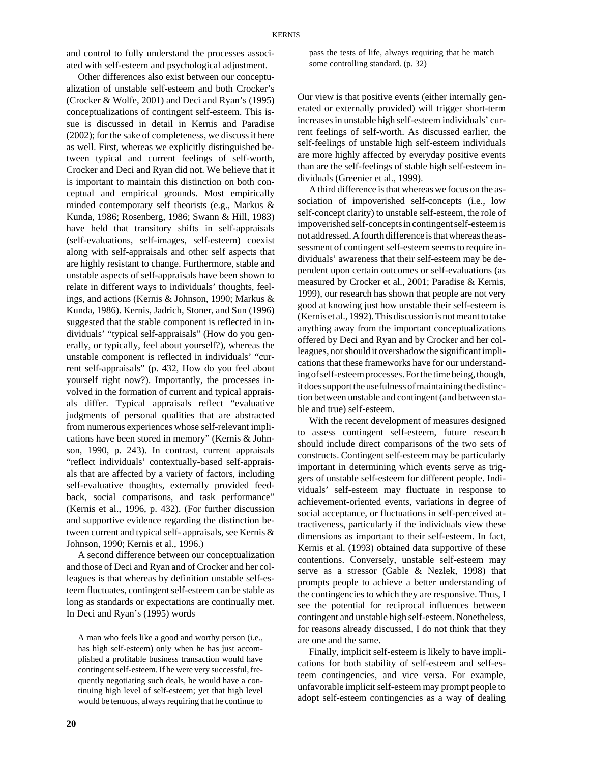and control to fully understand the processes associated with self-esteem and psychological adjustment.

Other differences also exist between our conceptualization of unstable self-esteem and both Crocker's (Crocker & Wolfe, 2001) and Deci and Ryan's (1995) conceptualizations of contingent self-esteem. This issue is discussed in detail in Kernis and Paradise (2002); for the sake of completeness, we discuss it here as well. First, whereas we explicitly distinguished between typical and current feelings of self-worth, Crocker and Deci and Ryan did not. We believe that it is important to maintain this distinction on both conceptual and empirical grounds. Most empirically minded contemporary self theorists (e.g., Markus & Kunda, 1986; Rosenberg, 1986; Swann & Hill, 1983) have held that transitory shifts in self-appraisals (self-evaluations, self-images, self-esteem) coexist along with self-appraisals and other self aspects that are highly resistant to change. Furthermore, stable and unstable aspects of self-appraisals have been shown to relate in different ways to individuals' thoughts, feelings, and actions (Kernis & Johnson, 1990; Markus & Kunda, 1986). Kernis, Jadrich, Stoner, and Sun (1996) suggested that the stable component is reflected in individuals' "typical self-appraisals" (How do you generally, or typically, feel about yourself?), whereas the unstable component is reflected in individuals' "current self-appraisals" (p. 432, How do you feel about yourself right now?). Importantly, the processes involved in the formation of current and typical appraisals differ. Typical appraisals reflect "evaluative judgments of personal qualities that are abstracted from numerous experiences whose self-relevant implications have been stored in memory" (Kernis & Johnson, 1990, p. 243). In contrast, current appraisals "reflect individuals' contextually-based self-appraisals that are affected by a variety of factors, including self-evaluative thoughts, externally provided feedback, social comparisons, and task performance" (Kernis et al., 1996, p. 432). (For further discussion and supportive evidence regarding the distinction between current and typical self- appraisals, see Kernis & Johnson, 1990; Kernis et al., 1996.)

A second difference between our conceptualization and those of Deci and Ryan and of Crocker and her colleagues is that whereas by definition unstable self-esteem fluctuates, contingent self-esteem can be stable as long as standards or expectations are continually met. In Deci and Ryan's (1995) words

> A man who feels like a good and worthy person (i.e., has high self-esteem) only when he has just accomplished a profitable business transaction would have contingent self-esteem. If he were very successful, frequently negotiating such deals, he would have a continuing high level of self-esteem; yet that high level would be tenuous, always requiring that he continue to pass the tests of life, always requiring that he match some controlling standard. (p. 32)

Our view is that positive events (either internally generated or externally provided) will trigger short-term increases in unstable high self-esteem individuals' current feelings of self-worth. As discussed earlier, the self-feelings of unstable high self-esteem individuals are more highly affected by everyday positive events than are the self-feelings of stable high self-esteem individuals (Greenier et al., 1999).

A third difference is that whereas we focus on the association of impoverished self-concepts (i.e., low self-concept clarity) to unstable self-esteem, the role of impoverished self-concepts in contingent self-esteem is not addressed. A fourth difference is that whereas the assessment of contingent self-esteem seems to require individuals' awareness that their self-esteem may be dependent upon certain outcomes or self-evaluations (as measured by Crocker et al., 2001; Paradise & Kernis, 1999), our research has shown that people are not very good at knowing just how unstable their self-esteem is (Kernis et al., 1992). This discussion is not meant to take anything away from the important conceptualizations offered by Deci and Ryan and by Crocker and her colleagues, nor should it overshadow the significant implications that these frameworks have for our understanding of self-esteem processes. For the time being, though, it does support the usefulness of maintaining the distinction between unstable and contingent (and between stable and true) self-esteem.

With the recent development of measures designed to assess contingent self-esteem, future research should include direct comparisons of the two sets of constructs. Contingent self-esteem may be particularly important in determining which events serve as triggers of unstable self-esteem for different people. Individuals' self-esteem may fluctuate in response to achievement-oriented events, variations in degree of social acceptance, or fluctuations in self-perceived attractiveness, particularly if the individuals view these dimensions as important to their self-esteem. In fact, Kernis et al. (1993) obtained data supportive of these contentions. Conversely, unstable self-esteem may serve as a stressor (Gable & Nezlek, 1998) that prompts people to achieve a better understanding of the contingencies to which they are responsive. Thus, I see the potential for reciprocal influences between contingent and unstable high self-esteem. Nonetheless, for reasons already discussed, I do not think that they are one and the same.

Finally, implicit self-esteem is likely to have implications for both stability of self-esteem and self-esteem contingencies, and vice versa. For example, unfavorable implicit self-esteem may prompt people to adopt self-esteem contingencies as a way of dealing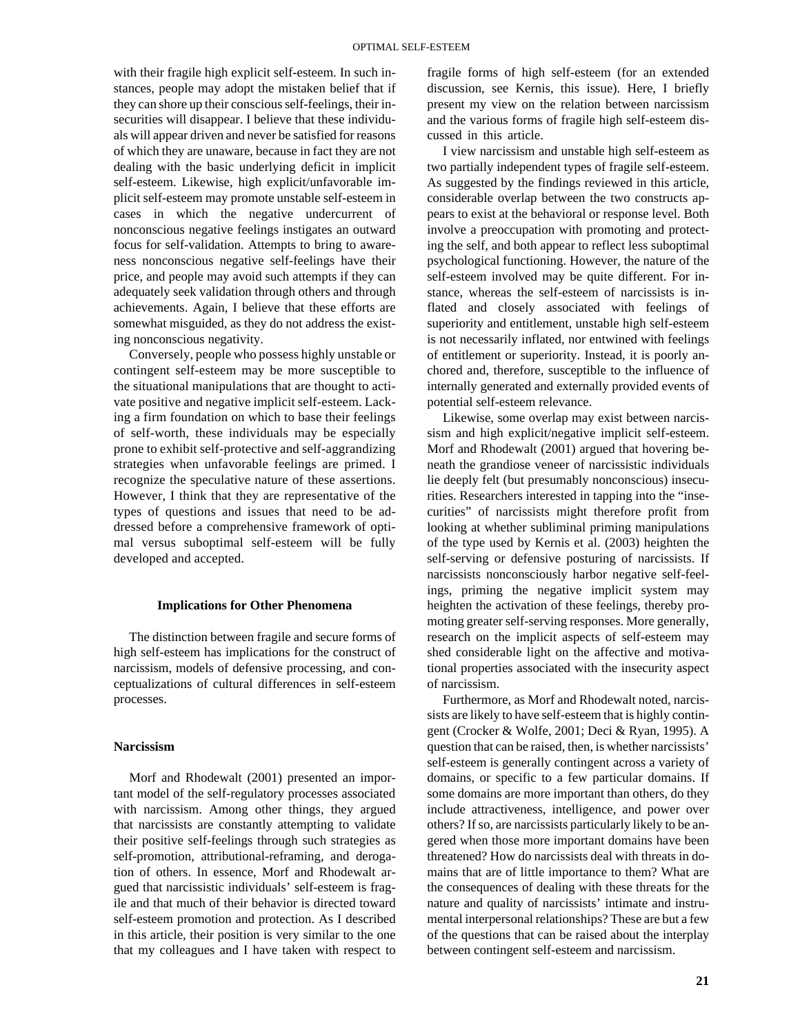with their fragile high explicit self-esteem. In such instances, people may adopt the mistaken belief that if they can shore up their conscious self-feelings, their insecurities will disappear. I believe that these individuals will appear driven and never be satisfied for reasons of which they are unaware, because in fact they are not dealing with the basic underlying deficit in implicit self-esteem. Likewise, high explicit/unfavorable implicit self-esteem may promote unstable self-esteem in cases in which the negative undercurrent of nonconscious negative feelings instigates an outward focus for self-validation. Attempts to bring to awareness nonconscious negative self-feelings have their price, and people may avoid such attempts if they can adequately seek validation through others and through achievements. Again, I believe that these efforts are somewhat misguided, as they do not address the existing nonconscious negativity.

Conversely, people who possess highly unstable or contingent self-esteem may be more susceptible to the situational manipulations that are thought to activate positive and negative implicit self-esteem. Lacking a firm foundation on which to base their feelings of self-worth, these individuals may be especially prone to exhibit self-protective and self-aggrandizing strategies when unfavorable feelings are primed. I recognize the speculative nature of these assertions. However, I think that they are representative of the types of questions and issues that need to be addressed before a comprehensive framework of optimal versus suboptimal self-esteem will be fully developed and accepted.

## Implications for Other Phenomena

The distinction between fragile and secure forms of high self-esteem has implications for the construct of narcissism, models of defensive processing, and conceptualizations of cultural differences in self-esteem processes.

### Narcissism

Morf and Rhodewalt (2001) presented an important model of the self-regulatory processes associated with narcissism. Among other things, they argued that narcissists are constantly attempting to validate their positive self-feelings through such strategies as self-promotion, attributional-reframing, and derogation of others. In essence, Morf and Rhodewalt argued that narcissistic individuals' self-esteem is fragile and that much of their behavior is directed toward self-esteem promotion and protection. As I described in this article, their position is very similar to the one that my colleagues and I have taken with respect to fragile forms of high self-esteem (for an extended discussion, see Kernis, this issue). Here, I briefly present my view on the relation between narcissism and the various forms of fragile high self-esteem discussed in this article.

I view narcissism and unstable high self-esteem as two partially independent types of fragile self-esteem. As suggested by the findings reviewed in this article, considerable overlap between the two constructs appears to exist at the behavioral or response level. Both involve a preoccupation with promoting and protecting the self, and both appear to reflect less suboptimal psychological functioning. However, the nature of the self-esteem involved may be quite different. For instance, whereas the self-esteem of narcissists is inflated and closely associated with feelings of superiority and entitlement, unstable high self-esteem is not necessarily inflated, nor entwined with feelings of entitlement or superiority. Instead, it is poorly anchored and, therefore, susceptible to the influence of internally generated and externally provided events of potential self-esteem relevance.

Likewise, some overlap may exist between narcissism and high explicit/negative implicit self-esteem. Morf and Rhodewalt (2001) argued that hovering beneath the grandiose veneer of narcissistic individuals lie deeply felt (but presumably nonconscious) insecurities. Researchers interested in tapping into the "insecurities" of narcissists might therefore profit from looking at whether subliminal priming manipulations of the type used by Kernis et al. (2003) heighten the self-serving or defensive posturing of narcissists. If narcissists nonconsciously harbor negative self-feelings, priming the negative implicit system may heighten the activation of these feelings, thereby promoting greater self-serving responses. More generally, research on the implicit aspects of self-esteem may shed considerable light on the affective and motivational properties associated with the insecurity aspect of narcissism.

Furthermore, as Morf and Rhodewalt noted, narcissists are likely to have self-esteem that is highly contingent (Crocker & Wolfe, 2001; Deci & Ryan, 1995). A question that can be raised, then, is whether narcissists' self-esteem is generally contingent across a variety of domains, or specific to a few particular domains. If some domains are more important than others, do they include attractiveness, intelligence, and power over others? If so, are narcissists particularly likely to be angered when those more important domains have been threatened? How do narcissists deal with threats in domains that are of little importance to them? What are the consequences of dealing with these threats for the nature and quality of narcissists' intimate and instrumental interpersonal relationships? These are but a few of the questions that can be raised about the interplay between contingent self-esteem and narcissism.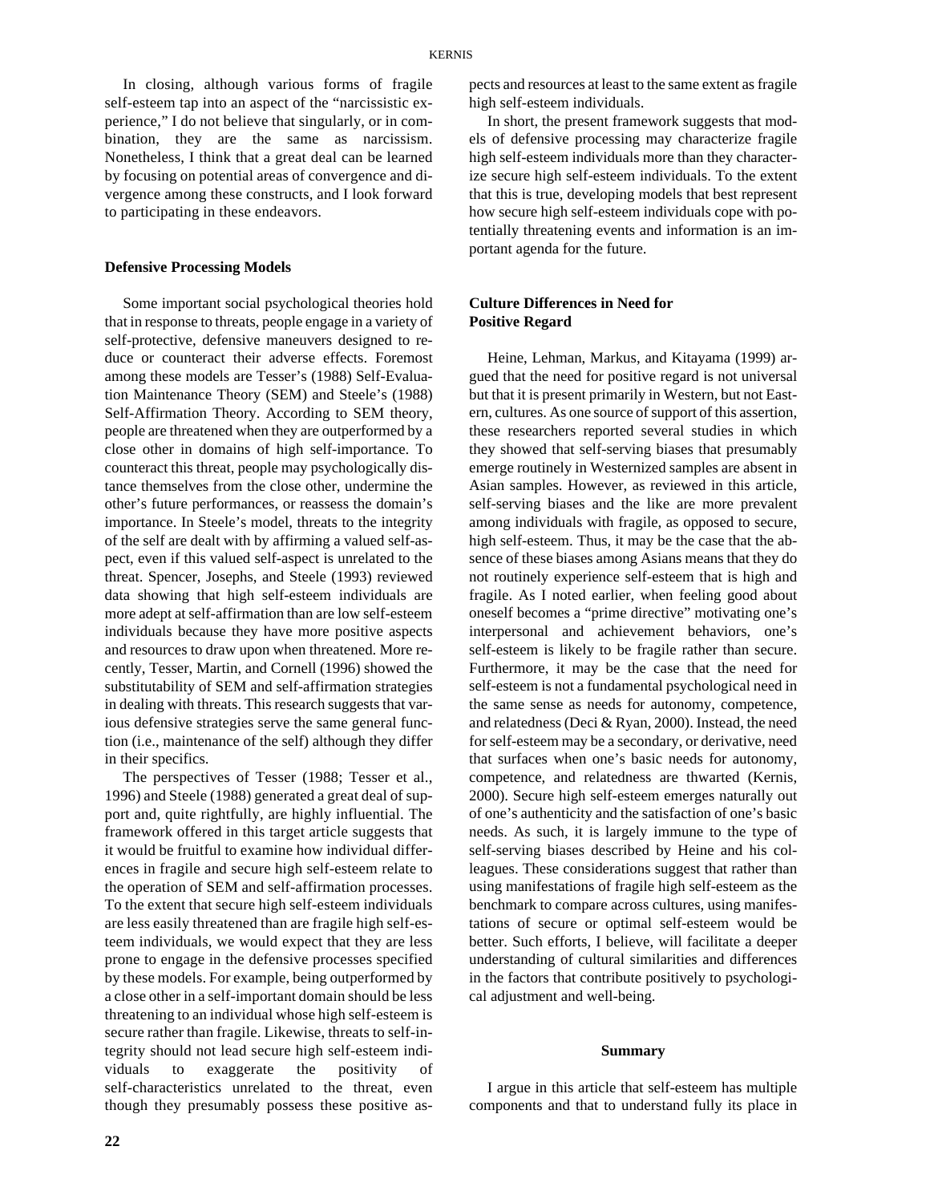In closing, although various forms of fragile self-esteem tap into an aspect of the "narcissistic experience," I do not believe that singularly, or in combination, they are the same as narcissism. Nonetheless, I think that a great deal can be learned by focusing on potential areas of convergence and divergence among these constructs, and I look forward to participating in these endeavors.

### Defensive Processing Models

Some important social psychological theories hold that in response to threats, people engage in a variety of self-protective, defensive maneuvers designed to reduce or counteract their adverse effects. Foremost among these models are Tesser's (1988) Self-Evaluation Maintenance Theory (SEM) and Steele's (1988) Self-Affirmation Theory. According to SEM theory, people are threatened when they are outperformed by a close other in domains of high self-importance. To counteract this threat, people may psychologically distance themselves from the close other, undermine the other's future performances, or reassess the domain's importance. In Steele's model, threats to the integrity of the self are dealt with by affirming a valued self-aspect, even if this valued self-aspect is unrelated to the threat. Spencer, Josephs, and Steele (1993) reviewed data showing that high self-esteem individuals are more adept at self-affirmation than are low self-esteem individuals because they have more positive aspects and resources to draw upon when threatened. More recently, Tesser, Martin, and Cornell (1996) showed the substitutability of SEM and self-affirmation strategies in dealing with threats. This research suggests that various defensive strategies serve the same general function (i.e., maintenance of the self) although they differ in their specifics.

The perspectives of Tesser (1988; Tesser et al., 1996) and Steele (1988) generated a great deal of support and, quite rightfully, are highly influential. The framework offered in this target article suggests that it would be fruitful to examine how individual differences in fragile and secure high self-esteem relate to the operation of SEM and self-affirmation processes. To the extent that secure high self-esteem individuals are less easily threatened than are fragile high self-esteem individuals, we would expect that they are less prone to engage in the defensive processes specified by these models. For example, being outperformed by a close other in a self-important domain should be less threatening to an individual whose high self-esteem is secure rather than fragile. Likewise, threats to self-integrity should not lead secure high self-esteem individuals to exaggerate the positivity of self-characteristics unrelated to the threat, even though they presumably possess these positive aspects and resources at least to the same extent as fragile high self-esteem individuals.

In short, the present framework suggests that models of defensive processing may characterize fragile high self-esteem individuals more than they characterize secure high self-esteem individuals. To the extent that this is true, developing models that best represent how secure high self-esteem individuals cope with potentially threatening events and information is an important agenda for the future.

### Culture Differences in Need for Positive Regard

Heine, Lehman, Markus, and Kitayama (1999) argued that the need for positive regard is not universal but that it is present primarily in Western, but not Eastern, cultures. As one source of support of this assertion, these researchers reported several studies in which they showed that self-serving biases that presumably emerge routinely in Westernized samples are absent in Asian samples. However, as reviewed in this article, self-serving biases and the like are more prevalent among individuals with fragile, as opposed to secure, high self-esteem. Thus, it may be the case that the absence of these biases among Asians means that they do not routinely experience self-esteem that is high and fragile. As I noted earlier, when feeling good about oneself becomes a "prime directive" motivating one's interpersonal and achievement behaviors, one's self-esteem is likely to be fragile rather than secure. Furthermore, it may be the case that the need for self-esteem is not a fundamental psychological need in the same sense as needs for autonomy, competence, and relatedness (Deci & Ryan, 2000). Instead, the need for self-esteem may be a secondary, or derivative, need that surfaces when one's basic needs for autonomy, competence, and relatedness are thwarted (Kernis, 2000). Secure high self-esteem emerges naturally out of one's authenticity and the satisfaction of one's basic needs. As such, it is largely immune to the type of self-serving biases described by Heine and his colleagues. These considerations suggest that rather than using manifestations of fragile high self-esteem as the benchmark to compare across cultures, using manifestations of secure or optimal self-esteem would be better. Such efforts, I believe, will facilitate a deeper understanding of cultural similarities and differences in the factors that contribute positively to psychological adjustment and well-being.

## Summary

I argue in this article that self-esteem has multiple components and that to understand fully its place in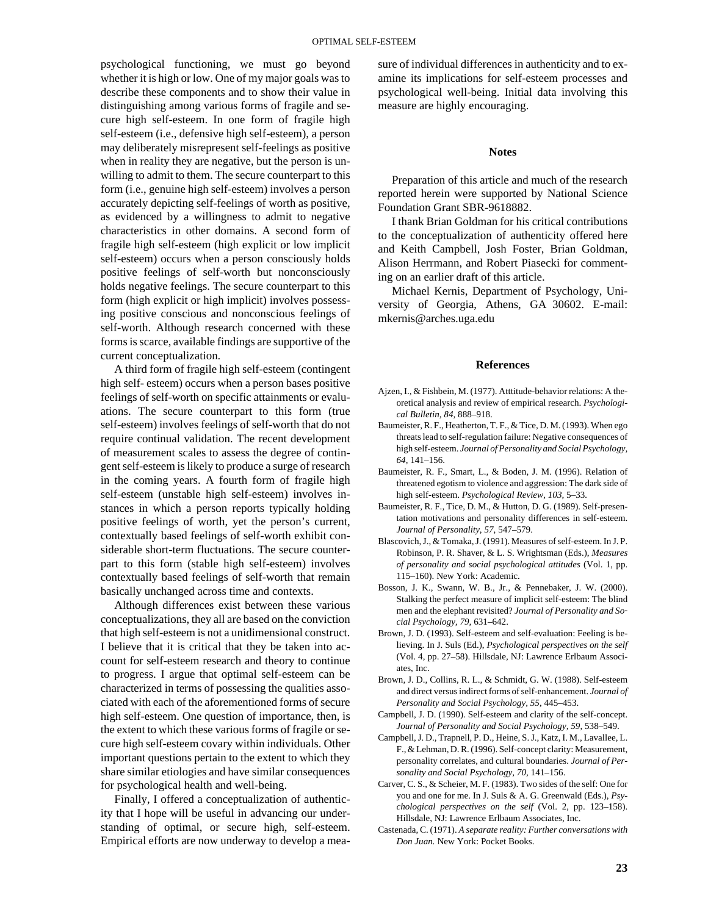psychological functioning, we must go beyond whether it is high or low. One of my major goals was to describe these components and to show their value in distinguishing among various forms of fragile and secure high self-esteem. In one form of fragile high self-esteem (i.e., defensive high self-esteem), a person may deliberately misrepresent self-feelings as positive when in reality they are negative, but the person is unwilling to admit to them. The secure counterpart to this form (i.e., genuine high self-esteem) involves a person accurately depicting self-feelings of worth as positive, as evidenced by a willingness to admit to negative characteristics in other domains. A second form of fragile high self-esteem (high explicit or low implicit self-esteem) occurs when a person consciously holds positive feelings of self-worth but nonconsciously holds negative feelings. The secure counterpart to this form (high explicit or high implicit) involves possessing positive conscious and nonconscious feelings of self-worth. Although research concerned with these forms is scarce, available findings are supportive of the current conceptualization.

A third form of fragile high self-esteem (contingent high self- esteem) occurs when a person bases positive feelings of self-worth on specific attainments or evaluations. The secure counterpart to this form (true self-esteem) involves feelings of self-worth that do not require continual validation. The recent development of measurement scales to assess the degree of contingent self-esteem is likely to produce a surge of research in the coming years. A fourth form of fragile high self-esteem (unstable high self-esteem) involves instances in which a person reports typically holding positive feelings of worth, yet the person's current, contextually based feelings of self-worth exhibit considerable short-term fluctuations. The secure counterpart to this form (stable high self-esteem) involves contextually based feelings of self-worth that remain basically unchanged across time and contexts.

Although differences exist between these various conceptualizations, they all are based on the conviction that high self-esteem is not a unidimensional construct. I believe that it is critical that they be taken into account for self-esteem research and theory to continue to progress. I argue that optimal self-esteem can be characterized in terms of possessing the qualities associated with each of the aforementioned forms of secure high self-esteem. One question of importance, then, is the extent to which these various forms of fragile or secure high self-esteem covary within individuals. Other important questions pertain to the extent to which they share similar etiologies and have similar consequences for psychological health and well-being.

Finally, I offered a conceptualization of authenticity that I hope will be useful in advancing our understanding of optimal, or secure high, self-esteem. Empirical efforts are now underway to develop a measure of individual differences in authenticity and to examine its implications for self-esteem processes and psychological well-being. Initial data involving this measure are highly encouraging.

## Notes

Preparation of this article and much of the research reported herein were supported by National Science Foundation Grant SBR-9618882.

I thank Brian Goldman for his critical contributions to the conceptualization of authenticity offered here and Keith Campbell, Josh Foster, Brian Goldman, Alison Herrmann, and Robert Piasecki for commenting on an earlier draft of this article.

Michael Kernis, Department of Psychology, University of Georgia, Athens, GA 30602. E-mail: mkernis@arches.uga.edu

## References

Ajzen, I., & Fishbein, M. (1977). Atttitude-behavior relations: A theoretical analysis and review of empirical research. *Psychological Bulletin, 84,* 888–918.

Baumeister, R. F., Heatherton, T. F., & Tice, D. M. (1993). When ego threats lead to self-regulation failure: Negative consequences of high self-esteem. *Journal of Personality and Social Psychology, 64,* 141–156.

Baumeister, R. F., Smart, L., & Boden, J. M. (1996). Relation of threatened egotism to violence and aggression: The dark side of high self-esteem. *Psychological Review, 103,* 5–33.

Baumeister, R. F., Tice, D. M., & Hutton, D. G. (1989). Self-presentation motivations and personality differences in self-esteem. *Journal of Personality, 57,* 547–579.

Blascovich, J., & Tomaka, J. (1991). Measures of self-esteem. In J. P. Robinson, P. R. Shaver, & L. S. Wrightsman (Eds.), *Measures of personality and social psychological attitudes* (Vol. 1, pp. 115–160). New York: Academic.

Bosson, J. K., Swann, W. B., Jr., & Pennebaker, J. W. (2000). Stalking the perfect measure of implicit self-esteem: The blind men and the elephant revisited? *Journal of Personality and Social Psychology, 79,* 631–642.

Brown, J. D. (1993). Self-esteem and self-evaluation: Feeling is believing. In J. Suls (Ed.), *Psychological perspectives on the self* (Vol. 4, pp. 27–58). Hillsdale, NJ: Lawrence Erlbaum Associates, Inc.

Brown, J. D., Collins, R. L., & Schmidt, G. W. (1988). Self-esteem and direct versus indirect forms of self-enhancement. *Journal of Personality and Social Psychology, 55,* 445–453.

Campbell, J. D. (1990). Self-esteem and clarity of the self-concept. *Journal of Personality and Social Psychology, 59,* 538–549.

Campbell, J. D., Trapnell, P. D., Heine, S. J., Katz, I. M., Lavallee, L. F., & Lehman, D. R. (1996). Self-concept clarity: Measurement, personality correlates, and cultural boundaries. *Journal of Personality and Social Psychology, 70,* 141–156.

Carver, C. S., & Scheier, M. F. (1983). Two sides of the self: One for you and one for me. In J. Suls & A. G. Greenwald (Eds.), *Psychological perspectives on the self* (Vol. 2, pp. 123–158). Hillsdale, NJ: Lawrence Erlbaum Associates, Inc.

Castenada, C. (1971). *A separate reality: Further conversations with Don Juan.* New York: Pocket Books.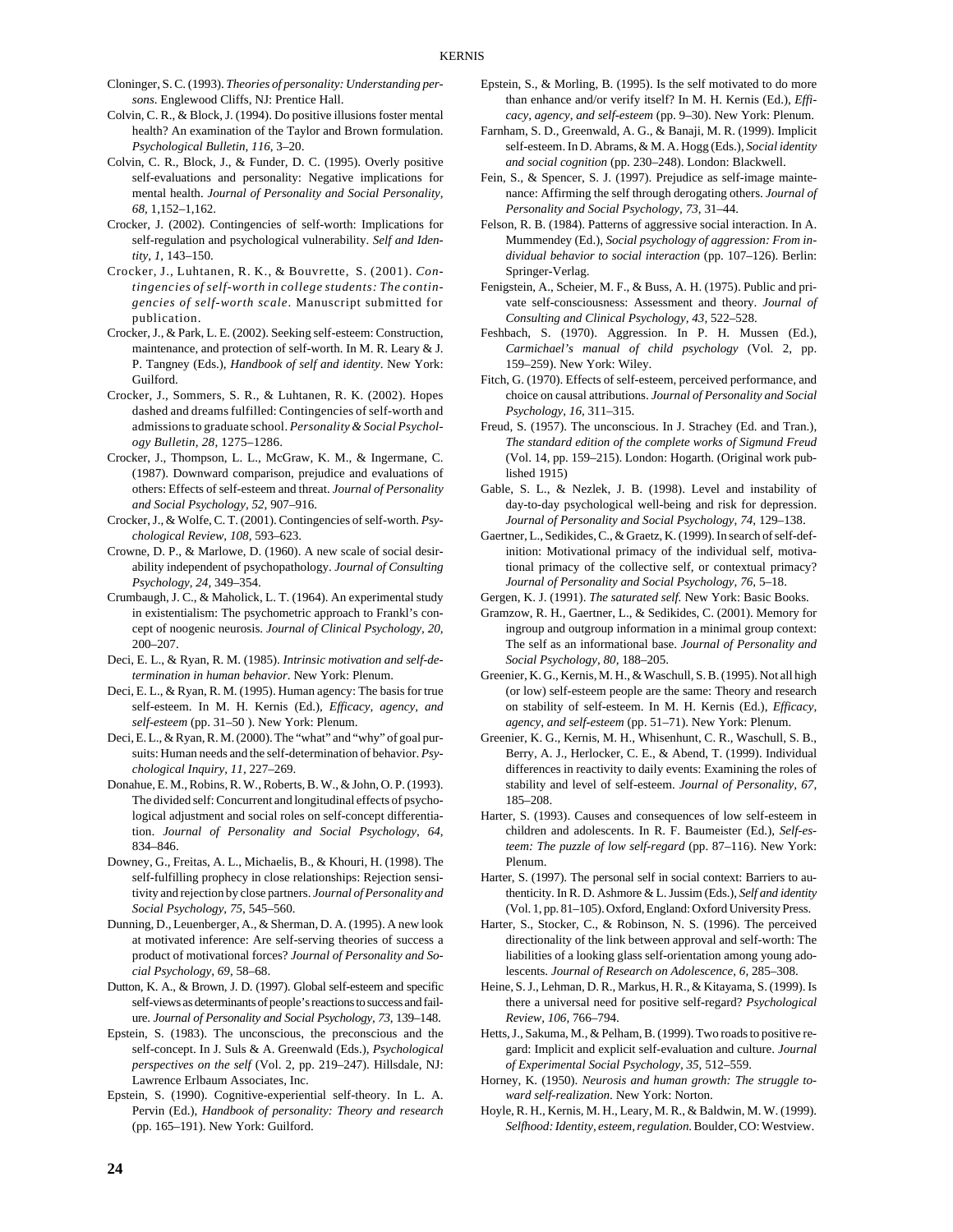Cloninger, S. C. (1993). *Theories of personality: Understanding persons.* Englewood Cliffs, NJ: Prentice Hall.

Colvin, C. R., & Block, J. (1994). Do positive illusions foster mental health? An examination of the Taylor and Brown formulation. *Psychological Bulletin, 116,* 3–20.

Colvin, C. R., Block, J., & Funder, D. C. (1995). Overly positive self-evaluations and personality: Negative implications for mental health. *Journal of Personality and Social Personality, 68,* 1,152–1,162.

Crocker, J. (2002). Contingencies of self-worth: Implications for self-regulation and psychological vulnerability. *Self and Identity, 1,* 143–150.

Crocker, J., Luhtanen, R. K., & Bouvrette, S. (2001). *Contingencies of self-worth in college students: The contingencies of self-worth scale.* Manuscript submitted for publication.

Crocker, J., & Park, L. E. (2002). Seeking self-esteem: Construction, maintenance, and protection of self-worth. In M. R. Leary & J. P. Tangney (Eds.), *Handbook of self and identity.* New York: Guilford.

Crocker, J., Sommers, S. R., & Luhtanen, R. K. (2002). Hopes dashed and dreams fulfilled: Contingencies of self-worth and admissions to graduate school. *Personality & Social Psychology Bulletin, 28,* 1275–1286.

Crocker, J., Thompson, L. L., McGraw, K. M., & Ingermane, C. (1987). Downward comparison, prejudice and evaluations of others: Effects of self-esteem and threat. *Journal of Personality and Social Psychology, 52,* 907–916.

Crocker, J., & Wolfe, C. T. (2001). Contingencies of self-worth. *Psychological Review, 108,* 593–623.

Crowne, D. P., & Marlowe, D. (1960). A new scale of social desirability independent of psychopathology. *Journal of Consulting Psychology, 24,* 349–354.

Crumbaugh, J. C., & Maholick, L. T. (1964). An experimental study in existentialism: The psychometric approach to Frankl's concept of noogenic neurosis. *Journal of Clinical Psychology, 20,* 200–207.

Deci, E. L., & Ryan, R. M. (1985). *Intrinsic motivation and self-determination in human behavior.* New York: Plenum.

Deci, E. L., & Ryan, R. M. (1995). Human agency: The basis for true self-esteem. In M. H. Kernis (Ed.), *Efficacy, agency, and self-esteem* (pp. 31–50 ). New York: Plenum.

Deci, E. L., & Ryan, R. M. (2000). The "what" and "why" of goal pursuits: Human needs and the self-determination of behavior. *Psychological Inquiry, 11,* 227–269.

Donahue, E. M., Robins, R. W., Roberts, B. W., & John, O. P. (1993). The divided self: Concurrent and longitudinal effects of psychological adjustment and social roles on self-concept differentiation. *Journal of Personality and Social Psychology, 64,* 834–846.

Downey, G., Freitas, A. L., Michaelis, B., & Khouri, H. (1998). The self-fulfilling prophecy in close relationships: Rejection sensitivity and rejection by close partners. *Journal of Personality and Social Psychology, 75,* 545–560.

Dunning, D., Leuenberger, A., & Sherman, D. A. (1995). A new look at motivated inference: Are self-serving theories of success a product of motivational forces? *Journal of Personality and Social Psychology, 69,* 58–68.

Dutton, K. A., & Brown, J. D. (1997). Global self-esteem and specific self-views as determinants of people's reactions to success and failure. *Journal of Personality and Social Psychology, 73,* 139–148.

Epstein, S. (1983). The unconscious, the preconscious and the self-concept. In J. Suls & A. Greenwald (Eds.), *Psychological perspectives on the self* (Vol. 2, pp. 219–247). Hillsdale, NJ: Lawrence Erlbaum Associates, Inc.

Epstein, S. (1990). Cognitive-experiential self-theory. In L. A. Pervin (Ed.), *Handbook of personality: Theory and research* (pp. 165–191). New York: Guilford.

Epstein, S., & Morling, B. (1995). Is the self motivated to do more than enhance and/or verify itself? In M. H. Kernis (Ed.), *Efficacy, agency, and self-esteem* (pp. 9–30). New York: Plenum.

Farnham, S. D., Greenwald, A. G., & Banaji, M. R. (1999). Implicit self-esteem. In D. Abrams, & M. A. Hogg (Eds.), *Social identity and social cognition* (pp. 230–248). London: Blackwell.

Fein, S., & Spencer, S. J. (1997). Prejudice as self-image maintenance: Affirming the self through derogating others. *Journal of Personality and Social Psychology, 73,* 31–44.

Felson, R. B. (1984). Patterns of aggressive social interaction. In A. Mummendey (Ed.), *Social psychology of aggression: From individual behavior to social interaction* (pp. 107–126). Berlin: Springer-Verlag.

Fenigstein, A., Scheier, M. F., & Buss, A. H. (1975). Public and private self-consciousness: Assessment and theory. *Journal of Consulting and Clinical Psychology, 43,* 522–528.

Feshbach, S. (1970). Aggression. In P. H. Mussen (Ed.), *Carmichael's manual of child psychology* (Vol. 2, pp. 159–259). New York: Wiley.

Fitch, G. (1970). Effects of self-esteem, perceived performance, and choice on causal attributions. *Journal of Personality and Social Psychology, 16,* 311–315.

Freud, S. (1957). The unconscious. In J. Strachey (Ed. and Tran.), *The standard edition of the complete works of Sigmund Freud* (Vol. 14, pp. 159–215). London: Hogarth. (Original work published 1915)

Gable, S. L., & Nezlek, J. B. (1998). Level and instability of day-to-day psychological well-being and risk for depression. *Journal of Personality and Social Psychology, 74,* 129–138.

Gaertner, L., Sedikides, C., & Graetz, K. (1999). In search of self-definition: Motivational primacy of the individual self, motivational primacy of the collective self, or contextual primacy? *Journal of Personality and Social Psychology, 76,* 5–18.

Gergen, K. J. (1991). *The saturated self.* New York: Basic Books.

Gramzow, R. H., Gaertner, L., & Sedikides, C. (2001). Memory for ingroup and outgroup information in a minimal group context: The self as an informational base. *Journal of Personality and Social Psychology, 80,* 188–205.

Greenier, K. G., Kernis, M. H., & Waschull, S. B. (1995). Not all high (or low) self-esteem people are the same: Theory and research on stability of self-esteem. In M. H. Kernis (Ed.), *Efficacy, agency, and self-esteem* (pp. 51–71). New York: Plenum.

Greenier, K. G., Kernis, M. H., Whisenhunt, C. R., Waschull, S. B., Berry, A. J., Herlocker, C. E., & Abend, T. (1999). Individual differences in reactivity to daily events: Examining the roles of stability and level of self-esteem. *Journal of Personality, 67,* 185–208.

Harter, S. (1993). Causes and consequences of low self-esteem in children and adolescents. In R. F. Baumeister (Ed.), *Self-esteem: The puzzle of low self-regard* (pp. 87–116). New York: Plenum.

Harter, S. (1997). The personal self in social context: Barriers to authenticity. In R. D. Ashmore & L. Jussim (Eds.), *Self and identity* (Vol. 1, pp. 81–105). Oxford, England: Oxford University Press.

Harter, S., Stocker, C., & Robinson, N. S. (1996). The perceived directionality of the link between approval and self-worth: The liabilities of a looking glass self-orientation among young adolescents. *Journal of Research on Adolescence, 6,* 285–308.

Heine, S. J., Lehman, D. R., Markus, H. R., & Kitayama, S. (1999). Is there a universal need for positive self-regard? *Psychological Review, 106,* 766–794.

Hetts, J., Sakuma, M., & Pelham, B. (1999). Two roads to positive regard: Implicit and explicit self-evaluation and culture. *Journal of Experimental Social Psychology, 35,* 512–559.

Horney, K. (1950). *Neurosis and human growth: The struggle toward self-realization.* New York: Norton.

Hoyle, R. H., Kernis, M. H., Leary, M. R., & Baldwin, M. W. (1999). *Selfhood: Identity, esteem, regulation.* Boulder, CO: Westview.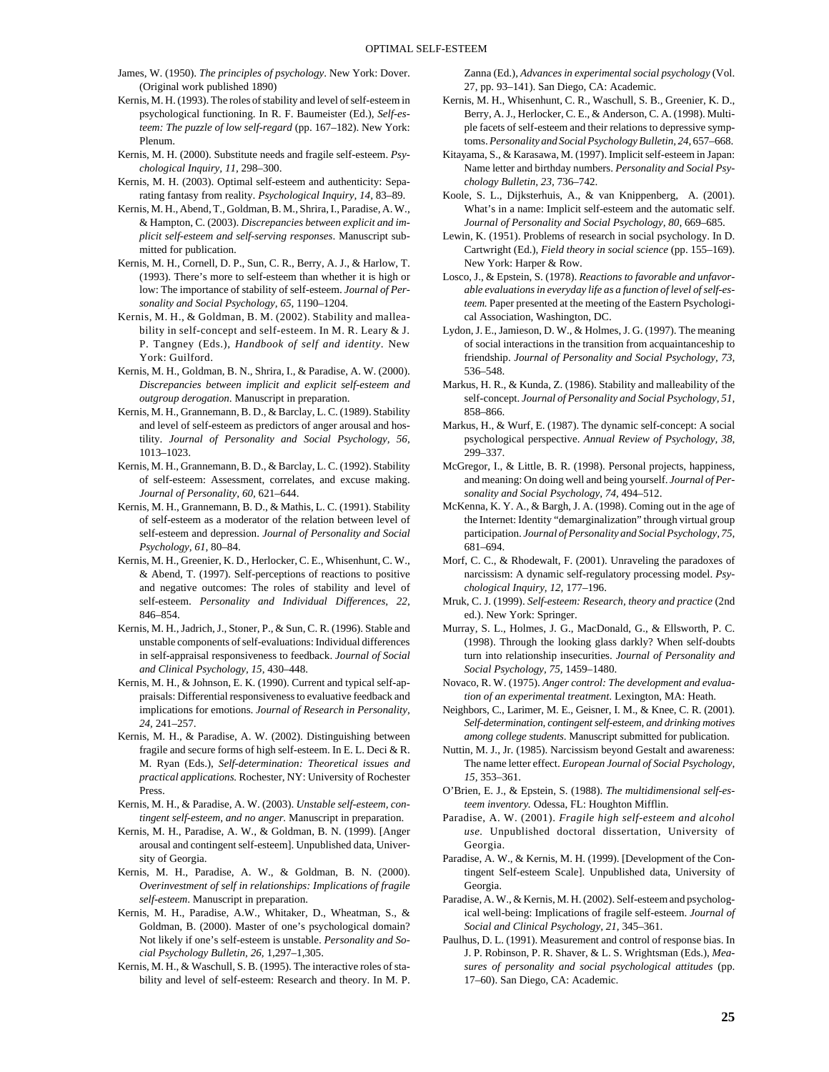James, W. (1950). *The principles of psychology*. New York: Dover. (Original work published 1890)

Kernis, M. H. (1993). The roles of stability and level of self-esteem in psychological functioning. In R. F. Baumeister (Ed.), *Self-esteem: The puzzle of low self-regard* (pp. 167–182). New York: Plenum.

Kernis, M. H. (2000). Substitute needs and fragile self-esteem. *Psychological Inquiry, 11,* 298–300.

Kernis, M. H. (2003). Optimal self-esteem and authenticity: Separating fantasy from reality. *Psychological Inquiry, 14,* 83–89.

Kernis, M. H., Abend, T., Goldman, B. M., Shrira, I., Paradise, A. W., & Hampton, C. (2003). *Discrepancies between explicit and implicit self-esteem and self-serving responses*. Manuscript submitted for publication.

Kernis, M. H., Cornell, D. P., Sun, C. R., Berry, A. J., & Harlow, T. (1993). There's more to self-esteem than whether it is high or low: The importance of stability of self-esteem. *Journal of Personality and Social Psychology, 65,* 1190–1204.

Kernis, M. H., & Goldman, B. M. (2002). Stability and malleability in self-concept and self-esteem. In M. R. Leary & J. P. Tangney (Eds.), *Handbook of self and identity*. New York: Guilford.

Kernis, M. H., Goldman, B. N., Shrira, I., & Paradise, A. W. (2000). *Discrepancies between implicit and explicit self-esteem and outgroup derogation*. Manuscript in preparation.

Kernis, M. H., Grannemann, B. D., & Barclay, L. C. (1989). Stability and level of self-esteem as predictors of anger arousal and hostility. *Journal of Personality and Social Psychology, 56,* 1013–1023.

Kernis, M. H., Grannemann, B. D., & Barclay, L. C. (1992). Stability of self-esteem: Assessment, correlates, and excuse making. *Journal of Personality, 60,* 621–644.

Kernis, M. H., Grannemann, B. D., & Mathis, L. C. (1991). Stability of self-esteem as a moderator of the relation between level of self-esteem and depression. *Journal of Personality and Social Psychology, 61,* 80–84.

Kernis, M. H., Greenier, K. D., Herlocker, C. E., Whisenhunt, C. W., & Abend, T. (1997). Self-perceptions of reactions to positive and negative outcomes: The roles of stability and level of self-esteem. *Personality and Individual Differences, 22,* 846–854.

Kernis, M. H., Jadrich, J., Stoner, P., & Sun, C. R. (1996). Stable and unstable components of self-evaluations: Individual differences in self-appraisal responsiveness to feedback. *Journal of Social and Clinical Psychology, 15,* 430–448.

Kernis, M. H., & Johnson, E. K. (1990). Current and typical self-appraisals: Differential responsiveness to evaluative feedback and implications for emotions. *Journal of Research in Personality, 24,* 241–257.

Kernis, M. H., & Paradise, A. W. (2002). Distinguishing between fragile and secure forms of high self-esteem. In E. L. Deci & R. M. Ryan (Eds.), *Self-determination: Theoretical issues and practical applications.* Rochester, NY: University of Rochester Press.

Kernis, M. H., & Paradise, A. W. (2003). *Unstable self-esteem, contingent self-esteem, and no anger.* Manuscript in preparation.

Kernis, M. H., Paradise, A. W., & Goldman, B. N. (1999). [Anger arousal and contingent self-esteem]. Unpublished data, University of Georgia.

Kernis, M. H., Paradise, A. W., & Goldman, B. N. (2000). *Overinvestment of self in relationships: Implications of fragile self-esteem*. Manuscript in preparation.

Kernis, M. H., Paradise, A.W., Whitaker, D., Wheatman, S., & Goldman, B. (2000). Master of one's psychological domain? Not likely if one's self-esteem is unstable. *Personality and Social Psychology Bulletin, 26,* 1,297–1,305.

Kernis, M. H., & Waschull, S. B. (1995). The interactive roles of stability and level of self-esteem: Research and theory. In M. P. Zanna (Ed.), *Advances in experimental social psychology* (Vol. 27, pp. 93–141). San Diego, CA: Academic.

Kernis, M. H., Whisenhunt, C. R., Waschull, S. B., Greenier, K. D., Berry, A. J., Herlocker, C. E., & Anderson, C. A. (1998). Multiple facets of self-esteem and their relations to depressive symptoms. *Personality and Social Psychology Bulletin, 24,* 657–668.

Kitayama, S., & Karasawa, M. (1997). Implicit self-esteem in Japan: Name letter and birthday numbers. *Personality and Social Psychology Bulletin, 23,* 736–742.

Koole, S. L., Dijksterhuis, A., & van Knippenberg, A. (2001). What's in a name: Implicit self-esteem and the automatic self. *Journal of Personality and Social Psychology, 80,* 669–685.

Lewin, K. (1951). Problems of research in social psychology. In D. Cartwright (Ed.), *Field theory in social science* (pp. 155–169). New York: Harper & Row.

Losco, J., & Epstein, S. (1978). *Reactions to favorable and unfavorable evaluations in everyday life as a function of level of self-esteem.* Paper presented at the meeting of the Eastern Psychological Association, Washington, DC.

Lydon, J. E., Jamieson, D. W., & Holmes, J. G. (1997). The meaning of social interactions in the transition from acquaintanceship to friendship. *Journal of Personality and Social Psychology, 73,* 536–548.

Markus, H. R., & Kunda, Z. (1986). Stability and malleability of the self-concept. *Journal of Personality and Social Psychology, 51,* 858–866.

Markus, H., & Wurf, E. (1987). The dynamic self-concept: A social psychological perspective. *Annual Review of Psychology, 38,* 299–337.

McGregor, I., & Little, B. R. (1998). Personal projects, happiness, and meaning: On doing well and being yourself. *Journal of Personality and Social Psychology, 74,* 494–512.

McKenna, K. Y. A., & Bargh, J. A. (1998). Coming out in the age of the Internet: Identity "demarginalization" through virtual group participation. *Journal of Personality and Social Psychology, 75,* 681–694.

Morf, C. C., & Rhodewalt, F. (2001). Unraveling the paradoxes of narcissism: A dynamic self-regulatory processing model. *Psychological Inquiry, 12,* 177–196.

Mruk, C. J. (1999). *Self-esteem: Research, theory and practice* (2nd ed.). New York: Springer.

Murray, S. L., Holmes, J. G., MacDonald, G., & Ellsworth, P. C. (1998). Through the looking glass darkly? When self-doubts turn into relationship insecurities. *Journal of Personality and Social Psychology, 75,* 1459–1480.

Novaco, R. W. (1975). *Anger control: The development and evaluation of an experimental treatment.* Lexington, MA: Heath.

Neighbors, C., Larimer, M. E., Geisner, I. M., & Knee, C. R. (2001). *Self-determination, contingent self-esteem, and drinking motives among college students.* Manuscript submitted for publication.

Nuttin, M. J., Jr. (1985). Narcissism beyond Gestalt and awareness: The name letter effect. *European Journal of Social Psychology, 15,* 353–361.

O'Brien, E. J., & Epstein, S. (1988). *The multidimensional self-esteem inventory.* Odessa, FL: Houghton Mifflin.

Paradise, A. W. (2001). *Fragile high self-esteem and alcohol use.* Unpublished doctoral dissertation, University of Georgia.

Paradise, A. W., & Kernis, M. H. (1999). [Development of the Contingent Self-esteem Scale]. Unpublished data, University of Georgia.

Paradise, A. W., & Kernis, M. H. (2002). Self-esteem and psychological well-being: Implications of fragile self-esteem. *Journal of Social and Clinical Psychology, 21,* 345–361.

Paulhus, D. L. (1991). Measurement and control of response bias. In J. P. Robinson, P. R. Shaver, & L. S. Wrightsman (Eds.), *Measures of personality and social psychological attitudes* (pp. 17–60). San Diego, CA: Academic.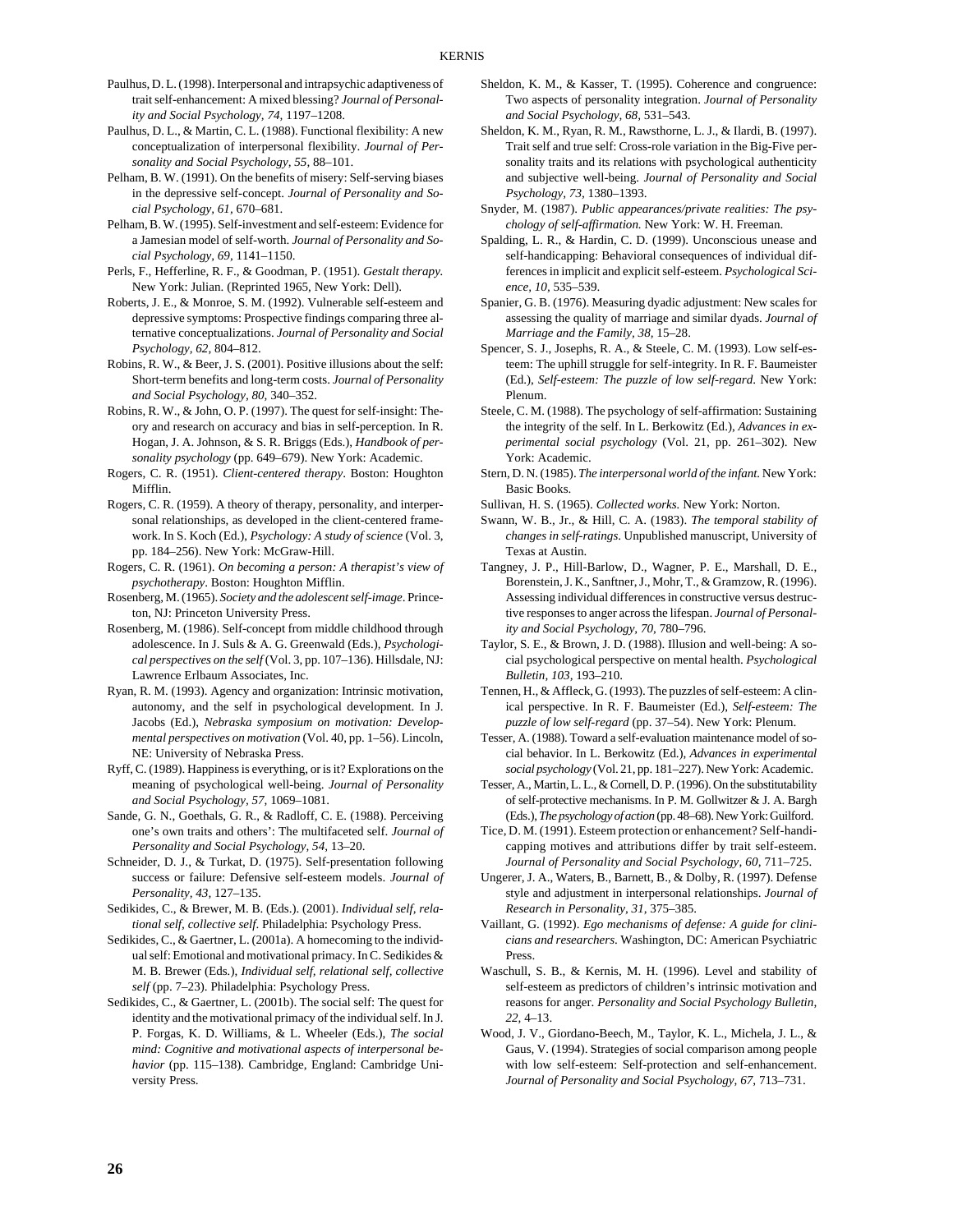Paulhus, D. L. (1998). Interpersonal and intrapsychic adaptiveness of trait self-enhancement: A mixed blessing? *Journal of Personality and Social Psychology, 74,* 1197–1208.

Paulhus, D. L., & Martin, C. L. (1988). Functional flexibility: A new conceptualization of interpersonal flexibility. *Journal of Personality and Social Psychology, 55,* 88–101.

Pelham, B. W. (1991). On the benefits of misery: Self-serving biases in the depressive self-concept. *Journal of Personality and Social Psychology, 61,* 670–681.

Pelham, B. W. (1995). Self-investment and self-esteem: Evidence for a Jamesian model of self-worth. *Journal of Personality and Social Psychology, 69,* 1141–1150.

Perls, F., Hefferline, R. F., & Goodman, P. (1951). *Gestalt therapy.* New York: Julian. (Reprinted 1965, New York: Dell).

Roberts, J. E., & Monroe, S. M. (1992). Vulnerable self-esteem and depressive symptoms: Prospective findings comparing three alternative conceptualizations. *Journal of Personality and Social Psychology, 62,* 804–812.

Robins, R. W., & Beer, J. S. (2001). Positive illusions about the self: Short-term benefits and long-term costs. *Journal of Personality and Social Psychology, 80,* 340–352.

Robins, R. W., & John, O. P. (1997). The quest for self-insight: Theory and research on accuracy and bias in self-perception. In R. Hogan, J. A. Johnson, & S. R. Briggs (Eds.), *Handbook of personality psychology* (pp. 649–679). New York: Academic.

Rogers, C. R. (1951). *Client-centered therapy*. Boston: Houghton Mifflin.

Rogers, C. R. (1959). A theory of therapy, personality, and interpersonal relationships, as developed in the client-centered framework. In S. Koch (Ed.), *Psychology: A study of science* (Vol. 3, pp. 184–256). New York: McGraw-Hill.

Rogers, C. R. (1961). *On becoming a person: A therapist's view of psychotherapy*. Boston: Houghton Mifflin.

Rosenberg, M. (1965). *Society and the adolescent self-image*. Princeton, NJ: Princeton University Press.

Rosenberg, M. (1986). Self-concept from middle childhood through adolescence. In J. Suls & A. G. Greenwald (Eds.), *Psychological perspectives on the self* (Vol. 3, pp. 107–136). Hillsdale, NJ: Lawrence Erlbaum Associates, Inc.

Ryan, R. M. (1993). Agency and organization: Intrinsic motivation, autonomy, and the self in psychological development. In J. Jacobs (Ed.), *Nebraska symposium on motivation: Developmental perspectives on motivation* (Vol. 40, pp. 1–56). Lincoln, NE: University of Nebraska Press.

Ryff, C. (1989). Happiness is everything, or is it? Explorations on the meaning of psychological well-being. *Journal of Personality and Social Psychology, 57,* 1069–1081.

Sande, G. N., Goethals, G. R., & Radloff, C. E. (1988). Perceiving one's own traits and others': The multifaceted self. *Journal of Personality and Social Psychology, 54,* 13–20.

Schneider, D. J., & Turkat, D. (1975). Self-presentation following success or failure: Defensive self-esteem models. *Journal of Personality, 43,* 127–135.

Sedikides, C., & Brewer, M. B. (Eds.). (2001). *Individual self, relational self, collective self*. Philadelphia: Psychology Press.

Sedikides, C., & Gaertner, L. (2001a). A homecoming to the individual self: Emotional and motivational primacy. In C. Sedikides & M. B. Brewer (Eds.), *Individual self, relational self, collective self* (pp. 7–23). Philadelphia: Psychology Press.

Sedikides, C., & Gaertner, L. (2001b). The social self: The quest for identity and the motivational primacy of the individual self. In J. P. Forgas, K. D. Williams, & L. Wheeler (Eds.), *The social mind: Cognitive and motivational aspects of interpersonal behavior* (pp. 115–138). Cambridge, England: Cambridge University Press.

Sheldon, K. M., & Kasser, T. (1995). Coherence and congruence: Two aspects of personality integration. *Journal of Personality and Social Psychology, 68,* 531–543.

Sheldon, K. M., Ryan, R. M., Rawsthorne, L. J., & Ilardi, B. (1997). Trait self and true self: Cross-role variation in the Big-Five personality traits and its relations with psychological authenticity and subjective well-being. *Journal of Personality and Social Psychology, 73,* 1380–1393.

Snyder, M. (1987). *Public appearances/private realities: The psychology of self-affirmation.* New York: W. H. Freeman.

Spalding, L. R., & Hardin, C. D. (1999). Unconscious unease and self-handicapping: Behavioral consequences of individual differences in implicit and explicit self-esteem. *Psychological Science, 10,* 535–539.

Spanier, G. B. (1976). Measuring dyadic adjustment: New scales for assessing the quality of marriage and similar dyads. *Journal of Marriage and the Family, 38,* 15–28.

Spencer, S. J., Josephs, R. A., & Steele, C. M. (1993). Low self-esteem: The uphill struggle for self-integrity. In R. F. Baumeister (Ed.), *Self-esteem: The puzzle of low self-regard*. New York: Plenum.

Steele, C. M. (1988). The psychology of self-affirmation: Sustaining the integrity of the self. In L. Berkowitz (Ed.), *Advances in experimental social psychology* (Vol. 21, pp. 261–302). New York: Academic.

Stern, D. N. (1985). *The interpersonal world of the infant.* New York: Basic Books.

Sullivan, H. S. (1965). *Collected works.* New York: Norton.

Swann, W. B., Jr., & Hill, C. A. (1983). *The temporal stability of changes in self-ratings*. Unpublished manuscript, University of Texas at Austin.

Tangney, J. P., Hill-Barlow, D., Wagner, P. E., Marshall, D. E., Borenstein, J. K., Sanftner, J., Mohr, T., & Gramzow, R. (1996). Assessing individual differences in constructive versus destructive responses to anger across the lifespan. *Journal of Personality and Social Psychology, 70,* 780–796.

Taylor, S. E., & Brown, J. D. (1988). Illusion and well-being: A social psychological perspective on mental health. *Psychological Bulletin, 103,* 193–210.

Tennen, H., & Affleck, G. (1993). The puzzles of self-esteem: A clinical perspective. In R. F. Baumeister (Ed.), *Self-esteem: The puzzle of low self-regard* (pp. 37–54). New York: Plenum.

Tesser, A. (1988). Toward a self-evaluation maintenance model of social behavior. In L. Berkowitz (Ed.), *Advances in experimental social psychology* (Vol. 21, pp. 181–227). New York: Academic.

Tesser, A., Martin, L. L., & Cornell, D. P. (1996). On the substitutability of self-protective mechanisms. In P. M. Gollwitzer & J. A. Bargh (Eds.), *The psychology of action* (pp. 48–68). New York: Guilford.

Tice, D. M. (1991). Esteem protection or enhancement? Self-handicapping motives and attributions differ by trait self-esteem. *Journal of Personality and Social Psychology, 60,* 711–725.

Ungerer, J. A., Waters, B., Barnett, B., & Dolby, R. (1997). Defense style and adjustment in interpersonal relationships. *Journal of Research in Personality, 31,* 375–385.

Vaillant, G. (1992). *Ego mechanisms of defense: A guide for clinicians and researchers*. Washington, DC: American Psychiatric Press.

Waschull, S. B., & Kernis, M. H. (1996). Level and stability of self-esteem as predictors of children's intrinsic motivation and reasons for anger. *Personality and Social Psychology Bulletin, 22,* 4–13.

Wood, J. V., Giordano-Beech, M., Taylor, K. L., Michela, J. L., & Gaus, V. (1994). Strategies of social comparison among people with low self-esteem: Self-protection and self-enhancement. *Journal of Personality and Social Psychology, 67,* 713–731.